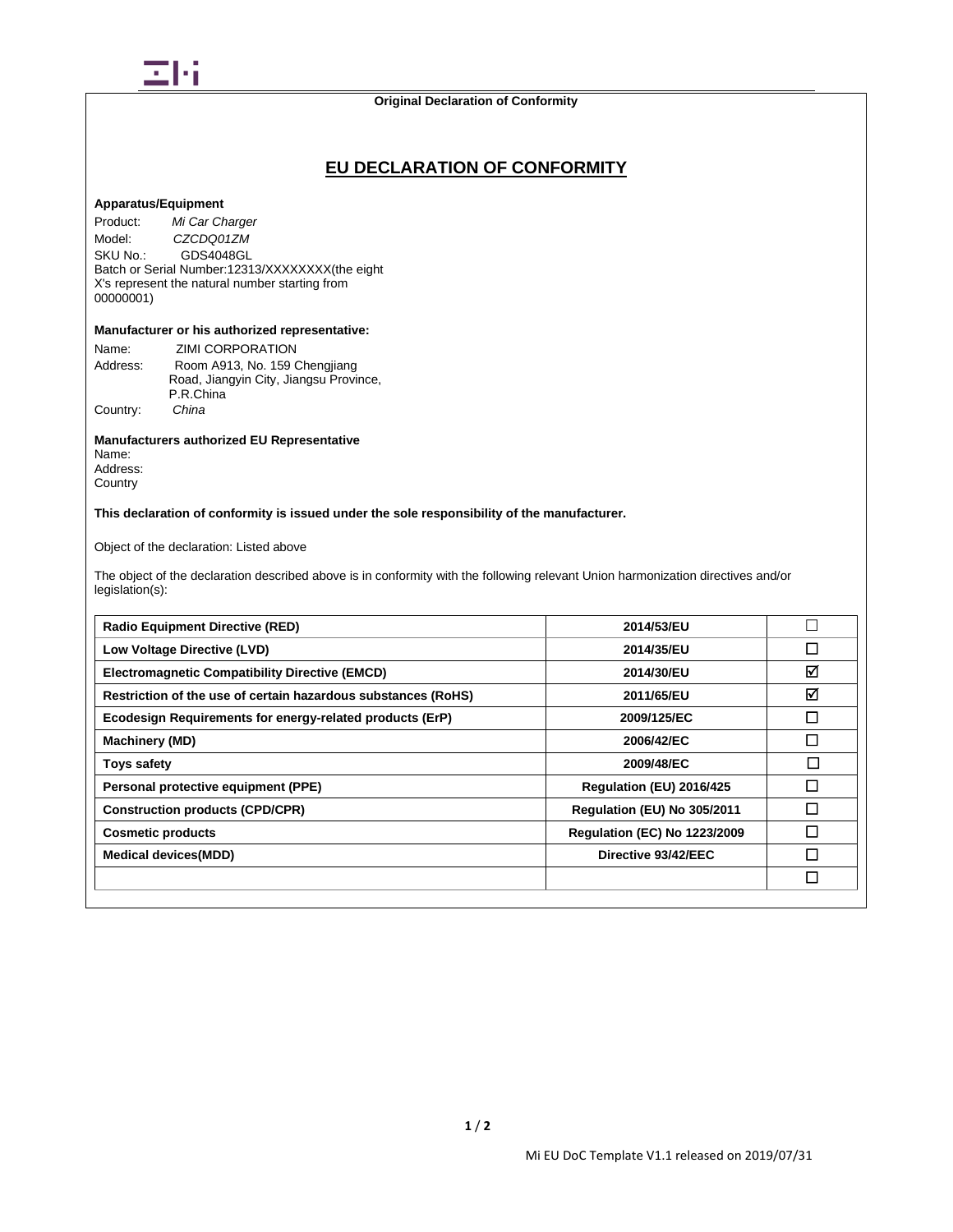**Original Declaration of Conformity**

# EU DECLARATION OF CONFORMITY

**Apparatus/Equipment**

Product: *Mi Car Charger*
Model: *CZCDQ01ZM*
SKU No.: GDS4048GL
Batch or Serial Number:12313/XXXXXXXX(the eight X's represent the natural number starting from 00000001)

**Manufacturer or his authorized representative:**

Name: ZIMI CORPORATION
Address: Room A913, No. 159 Chengjiang Road, Jiangyin City, Jiangsu Province, P.R.China
Country: *China*

**Manufacturers authorized EU Representative**
Name:
Address:
Country

**This declaration of conformity is issued under the sole responsibility of the manufacturer.**

Object of the declaration: Listed above

The object of the declaration described above is in conformity with the following relevant Union harmonization directives and/or legislation(s):

| | | |
|---|---|---|
| **Radio Equipment Directive (RED)** | **2014/53/EU** | ☐ |
| **Low Voltage Directive (LVD)** | **2014/35/EU** | ☐ |
| **Electromagnetic Compatibility Directive (EMCD)** | **2014/30/EU** | ☑ |
| **Restriction of the use of certain hazardous substances (RoHS)** | **2011/65/EU** | ☑ |
| **Ecodesign Requirements for energy-related products (ErP)** | **2009/125/EC** | ☐ |
| **Machinery (MD)** | **2006/42/EC** | ☐ |
| **Toys safety** | **2009/48/EC** | ☐ |
| **Personal protective equipment (PPE)** | **Regulation (EU) 2016/425** | ☐ |
| **Construction products (CPD/CPR)** | **Regulation (EU) No 305/2011** | ☐ |
| **Cosmetic products** | **Regulation (EC) No 1223/2009** | ☐ |
| **Medical devices(MDD)** | **Directive 93/42/EEC** | ☐ |
| | | ☐ |

Mi EU DoC Template V1.1 released on 2019/07/31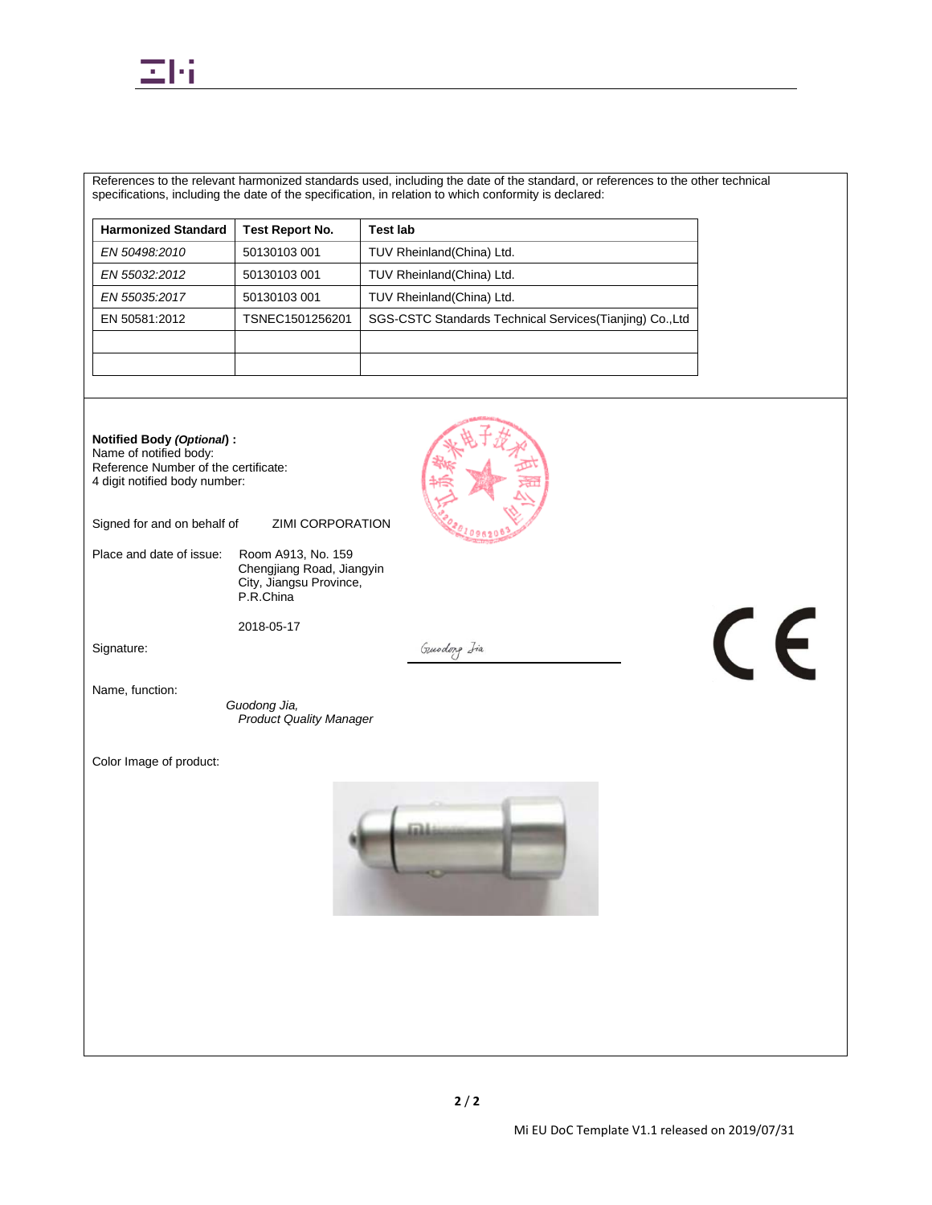References to the relevant harmonized standards used, including the date of the standard, or references to the other technical specifications, including the date of the specification, in relation to which conformity is declared:

| Harmonized Standard | Test Report No. | Test lab |
|---|---|---|
| *EN 50498:2010* | 50130103 001 | TUV Rheinland(China) Ltd. |
| *EN 55032:2012* | 50130103 001 | TUV Rheinland(China) Ltd. |
| *EN 55035:2017* | 50130103 001 | TUV Rheinland(China) Ltd. |
| EN 50581:2012 | TSNEC1501256201 | SGS-CSTC Standards Technical Services(Tianjing) Co.,Ltd |
| | | |
| | | |

**Notified Body *(Optional*) :**
Name of notified body:
Reference Number of the certificate:
4 digit notified body number:

Signed for and on behalf of ZIMI CORPORATION

Place and date of issue: Room A913, No. 159 Chengjiang Road, Jiangyin City, Jiangsu Province, P.R.China

2018-05-17

Signature: Guodong Jia

Name, function:

*Guodong Jia,*
*Product Quality Manager*

Color Image of product:

Mi EU DoC Template V1.1 released on 2019/07/31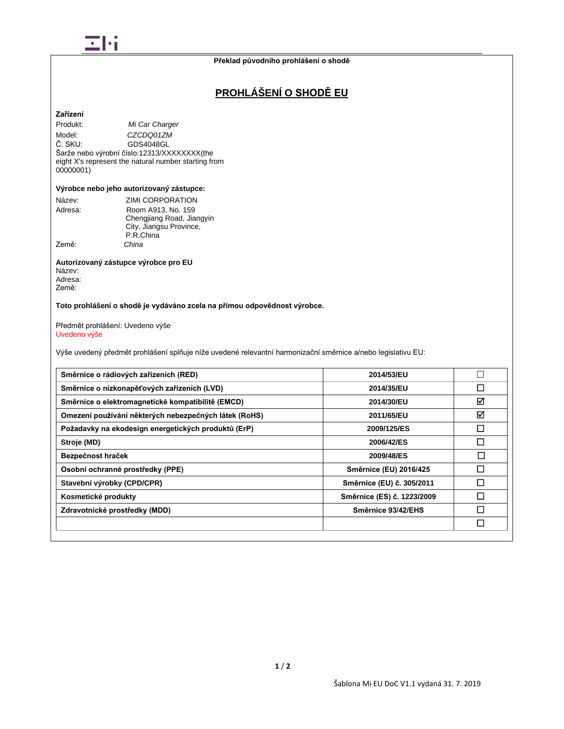Překlad původního prohlášení o shodě

# PROHLÁŠENÍ O SHODĚ EU

**Zařízení**

Produkt: *Mi Car Charger*
Model: *CZCDQ01ZM*
Č. SKU: GDS4048GL
Šarže nebo výrobní číslo:12313/XXXXXXXX(the eight X's represent the natural number starting from 00000001)

**Výrobce nebo jeho autorizovaný zástupce:**

Název: ZIMI CORPORATION
Adresa: Room A913, No. 159 Chengjiang Road, Jiangyin City, Jiangsu Province, P.R.China
Země: *China*

**Autorizovaný zástupce výrobce pro EU**
Název:
Adresa:
Země:

**Toto prohlášení o shodě je vydáváno zcela na přímou odpovědnost výrobce.**

Předmět prohlášení: Uvedeno výše
Uvedeno výše

Výše uvedený předmět prohlášení splňuje níže uvedené relevantní harmonizační směrnice a/nebo legislativu EU:

| | | |
|---|---|---|
| **Směrnice o rádiových zařízeních (RED)** | **2014/53/EU** | ☐ |
| **Směrnice o nízkonapěťových zařízeních (LVD)** | **2014/35/EU** | ☐ |
| **Směrnice o elektromagnetické kompatibilitě (EMCD)** | **2014/30/EU** | ☑ |
| **Omezení používání některých nebezpečných látek (RoHS)** | **2011/65/EU** | ☑ |
| **Požadavky na ekodesign energetických produktů (ErP)** | **2009/125/ES** | ☐ |
| **Stroje (MD)** | **2006/42/ES** | ☐ |
| **Bezpečnost hraček** | **2009/48/ES** | ☐ |
| **Osobní ochranné prostředky (PPE)** | **Směrnice (EU) 2016/425** | ☐ |
| **Stavební výrobky (CPD/CPR)** | **Směrnice (EU) č. 305/2011** | ☐ |
| **Kosmetické produkty** | **Směrnice (ES) č. 1223/2009** | ☐ |
| **Zdravotnické prostředky (MDD)** | **Směrnice 93/42/EHS** | ☐ |
| | | ☐ |

Šablona Mi EU DoC V1.1 vydaná 31. 7. 2019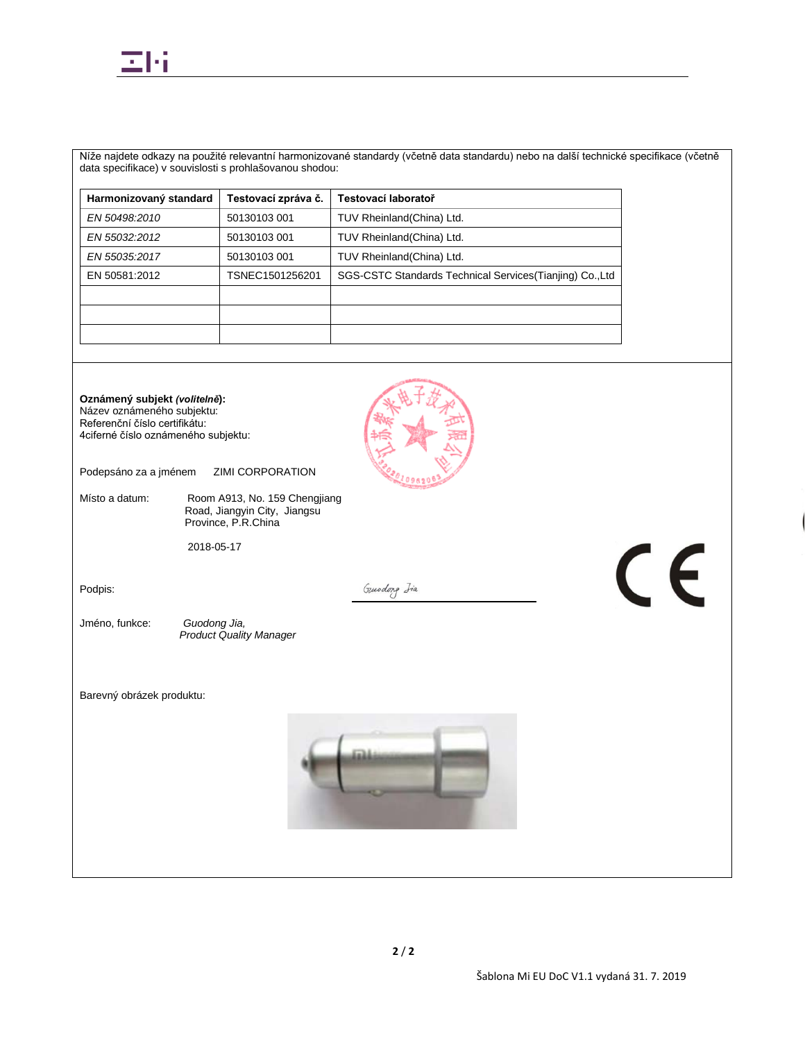Níže najdete odkazy na použité relevantní harmonizované standardy (včetně data standardu) nebo na další technické specifikace (včetně data specifikace) v souvislosti s prohlašovanou shodou:

| Harmonizovaný standard | Testovací zpráva č. | Testovací laboratoř |
|---|---|---|
| *EN 50498:2010* | 50130103 001 | TUV Rheinland(China) Ltd. |
| *EN 55032:2012* | 50130103 001 | TUV Rheinland(China) Ltd. |
| *EN 55035:2017* | 50130103 001 | TUV Rheinland(China) Ltd. |
| EN 50581:2012 | TSNEC1501256201 | SGS-CSTC Standards Technical Services(Tianjing) Co.,Ltd |
| | | |
| | | |
| | | |

**Oznámený subjekt *(volitelně*):**
Název oznámeného subjektu:
Referenční číslo certifikátu:
4ciferné číslo oznámeného subjektu:

Podepsáno za a jménem ZIMI CORPORATION

Místo a datum: Room A913, No. 159 Chengjiang Road, Jiangyin City, Jiangsu Province, P.R.China

2018-05-17

Podpis: *Guodong Jia*

Jméno, funkce: *Guodong Jia, Product Quality Manager*

Barevný obrázek produktu:

Šablona Mi EU DoC V1.1 vydaná 31. 7. 2019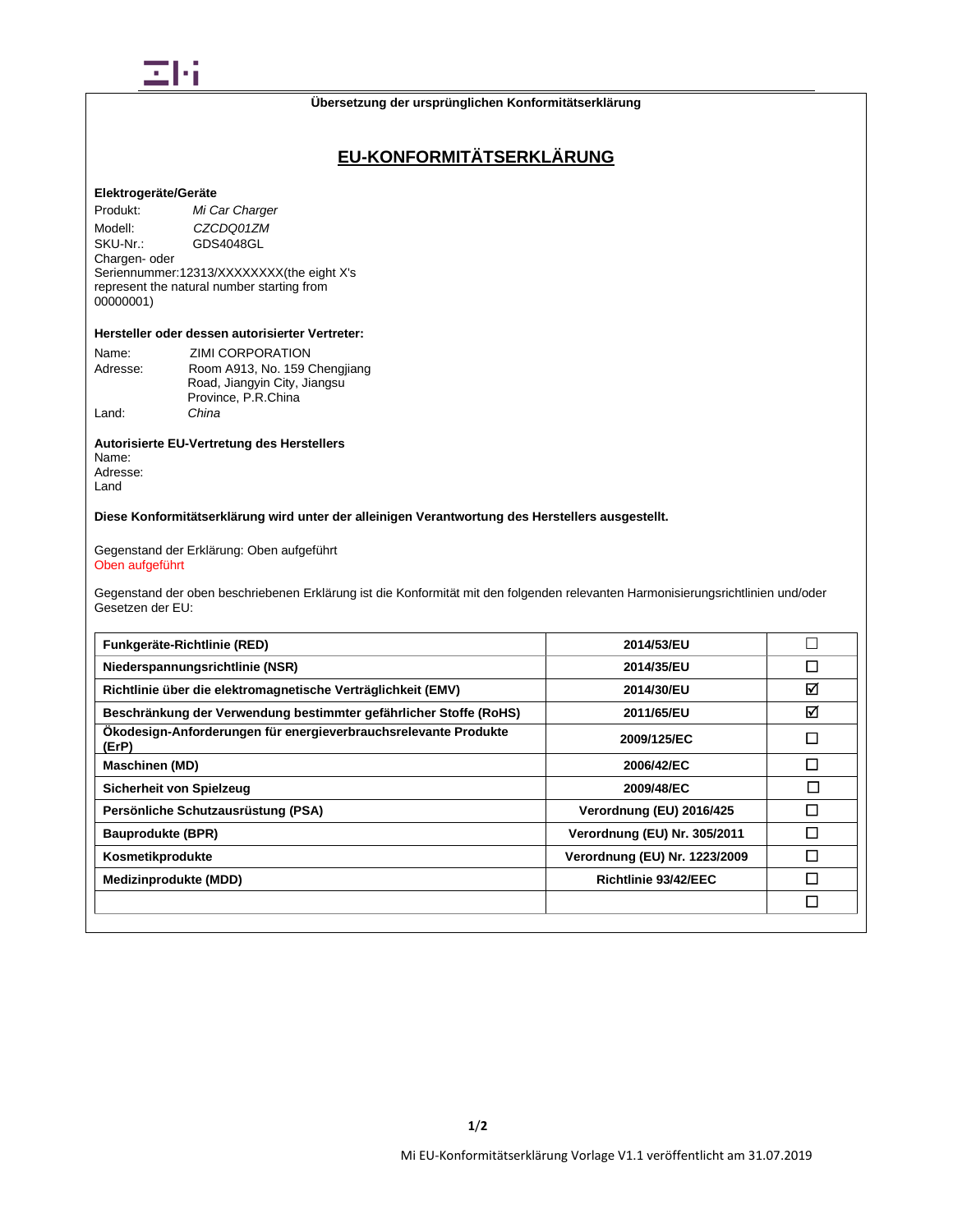**Übersetzung der ursprünglichen Konformitätserklärung**

# EU-KONFORMITÄTSERKLÄRUNG

**Elektrogeräte/Geräte**

Produkt: *Mi Car Charger*
Modell: *CZCDQ01ZM*
SKU-Nr.: GDS4048GL
Chargen- oder Seriennummer:12313/XXXXXXXX(the eight X's represent the natural number starting from 00000001)

**Hersteller oder dessen autorisierter Vertreter:**

Name: ZIMI CORPORATION
Adresse: Room A913, No. 159 Chengjiang Road, Jiangyin City, Jiangsu Province, P.R.China
Land: *China*

**Autorisierte EU-Vertretung des Herstellers**
Name:
Adresse:
Land

**Diese Konformitätserklärung wird unter der alleinigen Verantwortung des Herstellers ausgestellt.**

Gegenstand der Erklärung: Oben aufgeführt
Oben aufgeführt

Gegenstand der oben beschriebenen Erklärung ist die Konformität mit den folgenden relevanten Harmonisierungsrichtlinien und/oder Gesetzen der EU:

| | | |
|---|---|---|
| **Funkgeräte-Richtlinie (RED)** | **2014/53/EU** | ☐ |
| **Niederspannungsrichtlinie (NSR)** | **2014/35/EU** | ☐ |
| **Richtlinie über die elektromagnetische Verträglichkeit (EMV)** | **2014/30/EU** | ☑ |
| **Beschränkung der Verwendung bestimmter gefährlicher Stoffe (RoHS)** | **2011/65/EU** | ☑ |
| **Ökodesign-Anforderungen für energieverbrauchsrelevante Produkte (ErP)** | **2009/125/EC** | ☐ |
| **Maschinen (MD)** | **2006/42/EC** | ☐ |
| **Sicherheit von Spielzeug** | **2009/48/EC** | ☐ |
| **Persönliche Schutzausrüstung (PSA)** | **Verordnung (EU) 2016/425** | ☐ |
| **Bauprodukte (BPR)** | **Verordnung (EU) Nr. 305/2011** | ☐ |
| **Kosmetikprodukte** | **Verordnung (EU) Nr. 1223/2009** | ☐ |
| **Medizinprodukte (MDD)** | **Richtlinie 93/42/EEC** | ☐ |
| | | ☐ |

Mi EU-Konformitätserklärung Vorlage V1.1 veröffentlicht am 31.07.2019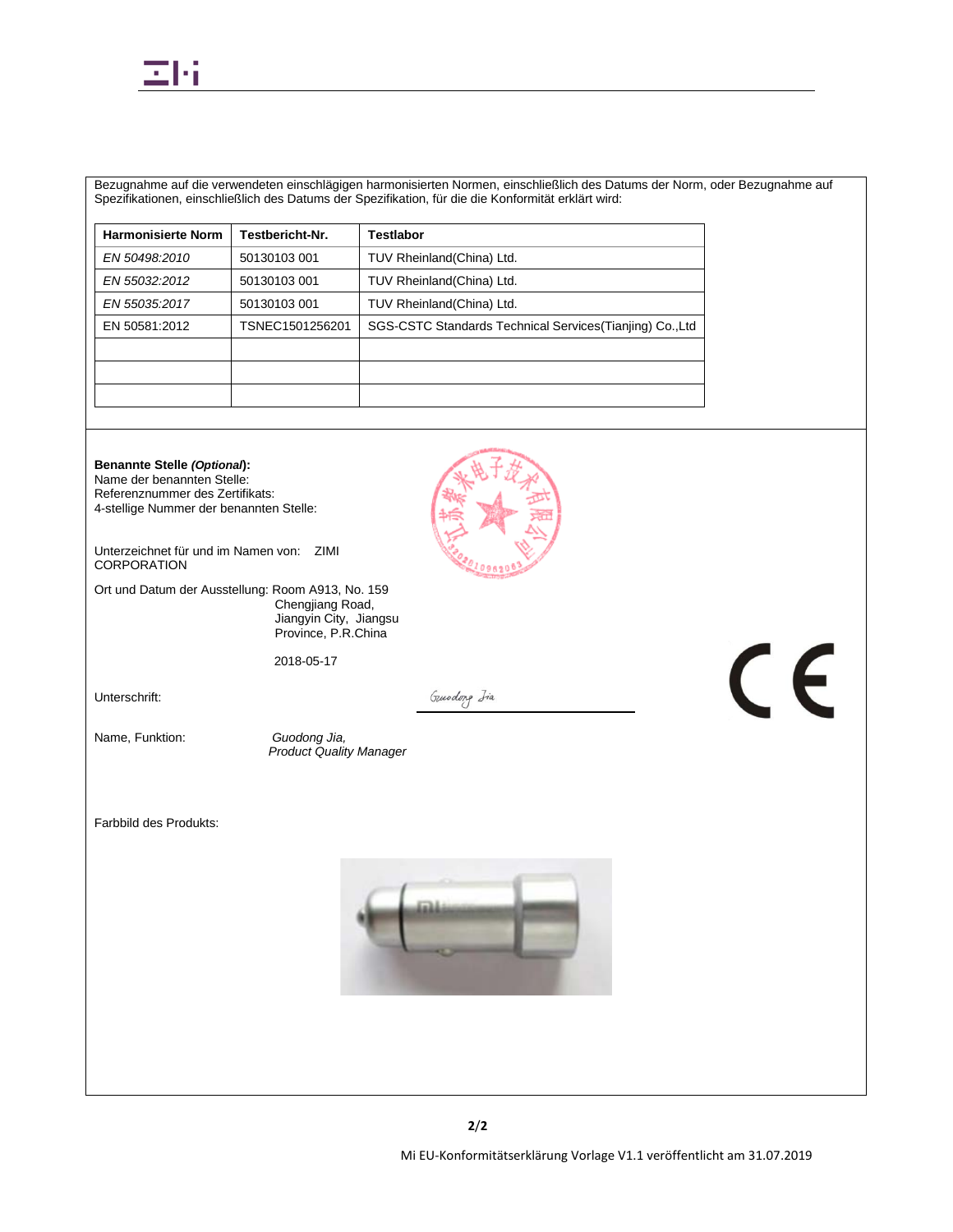Bezugnahme auf die verwendeten einschlägigen harmonisierten Normen, einschließlich des Datums der Norm, oder Bezugnahme auf Spezifikationen, einschließlich des Datums der Spezifikation, für die die Konformität erklärt wird:

| Harmonisierte Norm | Testbericht-Nr. | Testlabor |
|---|---|---|
| *EN 50498:2010* | 50130103 001 | TUV Rheinland(China) Ltd. |
| *EN 55032:2012* | 50130103 001 | TUV Rheinland(China) Ltd. |
| *EN 55035:2017* | 50130103 001 | TUV Rheinland(China) Ltd. |
| EN 50581:2012 | TSNEC1501256201 | SGS-CSTC Standards Technical Services(Tianjing) Co.,Ltd |
| | | |
| | | |
| | | |

**Benannte Stelle *(Optional)*:**
Name der benannten Stelle:
Referenznummer des Zertifikats:
4-stellige Nummer der benannten Stelle:

Unterzeichnet für und im Namen von: ZIMI CORPORATION

Ort und Datum der Ausstellung: Room A913, No. 159 Chengjiang Road, Jiangyin City, Jiangsu Province, P.R.China

2018-05-17

Unterschrift: Guodong Jia

Name, Funktion: *Guodong Jia, Product Quality Manager*

Farbbild des Produkts:

Mi EU-Konformitätserklärung Vorlage V1.1 veröffentlicht am 31.07.2019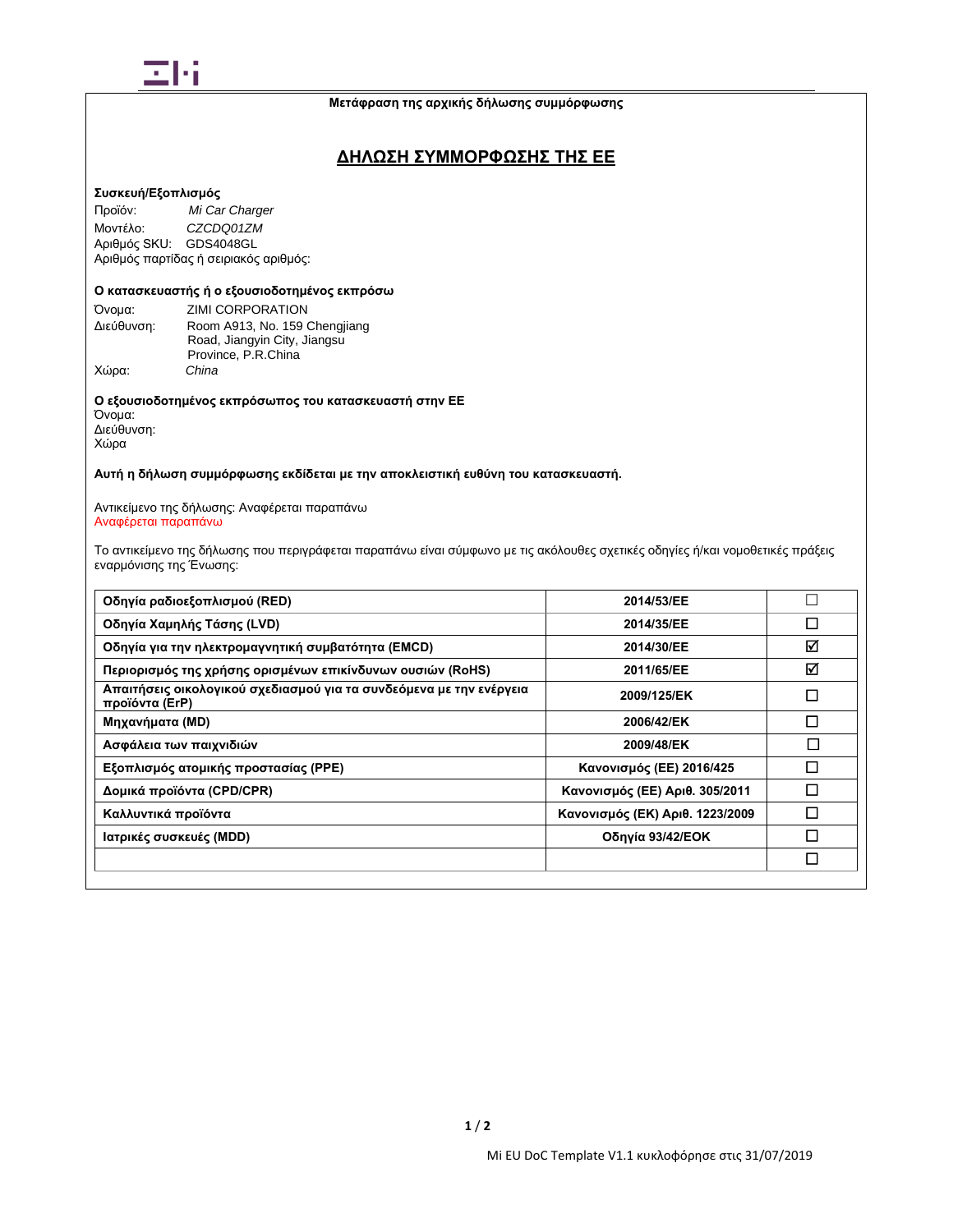**Μετάφραση της αρχικής δήλωσης συμμόρφωσης**

# ΔΗΛΩΣΗ ΣΥΜΜΟΡΦΩΣΗΣ ΤΗΣ ΕΕ

**Συσκευή/Εξοπλισμός**

Προϊόν: *Mi Car Charger*
Μοντέλο: *CZCDQ01ZM*
Αριθμός SKU: GDS4048GL
Αριθμός παρτίδας ή σειριακός αριθμός:

**Ο κατασκευαστής ή ο εξουσιοδοτημένος εκπρόσω**

Όνομα: ZIMI CORPORATION
Διεύθυνση: Room A913, No. 159 Chengjiang Road, Jiangyin City, Jiangsu Province, P.R.China
Χώρα: *China*

**Ο εξουσιοδοτημένος εκπρόσωπος του κατασκευαστή στην ΕΕ**

Όνομα:
Διεύθυνση:
Χώρα

**Αυτή η δήλωση συμμόρφωσης εκδίδεται με την αποκλειστική ευθύνη του κατασκευαστή.**

Αντικείμενο της δήλωσης: Αναφέρεται παραπάνω
Αναφέρεται παραπάνω

Το αντικείμενο της δήλωσης που περιγράφεται παραπάνω είναι σύμφωνο με τις ακόλουθες σχετικές οδηγίες ή/και νομοθετικές πράξεις εναρμόνισης της Ένωσης:

| | | |
|---|---|---|
| **Οδηγία ραδιοεξοπλισμού (RED)** | **2014/53/ΕΕ** | ☐ |
| **Οδηγία Χαμηλής Τάσης (LVD)** | **2014/35/ΕΕ** | ☐ |
| **Οδηγία για την ηλεκτρομαγνητική συμβατότητα (EMCD)** | **2014/30/ΕΕ** | ☑ |
| **Περιορισμός της χρήσης ορισμένων επικίνδυνων ουσιών (RoHS)** | **2011/65/ΕΕ** | ☑ |
| **Απαιτήσεις οικολογικού σχεδιασμού για τα συνδεόμενα με την ενέργεια προϊόντα (ErP)** | **2009/125/ΕΚ** | ☐ |
| **Μηχανήματα (MD)** | **2006/42/ΕΚ** | ☐ |
| **Ασφάλεια των παιχνιδιών** | **2009/48/ΕΚ** | ☐ |
| **Εξοπλισμός ατομικής προστασίας (PPE)** | **Κανονισμός (ΕΕ) 2016/425** | ☐ |
| **Δομικά προϊόντα (CPD/CPR)** | **Κανονισμός (ΕΕ) Αριθ. 305/2011** | ☐ |
| **Καλλυντικά προϊόντα** | **Κανονισμός (ΕΚ) Αριθ. 1223/2009** | ☐ |
| **Ιατρικές συσκευές (MDD)** | **Οδηγία 93/42/ΕΟΚ** | ☐ |
| | | ☐ |

Mi EU DoC Template V1.1 κυκλοφόρησε στις 31/07/2019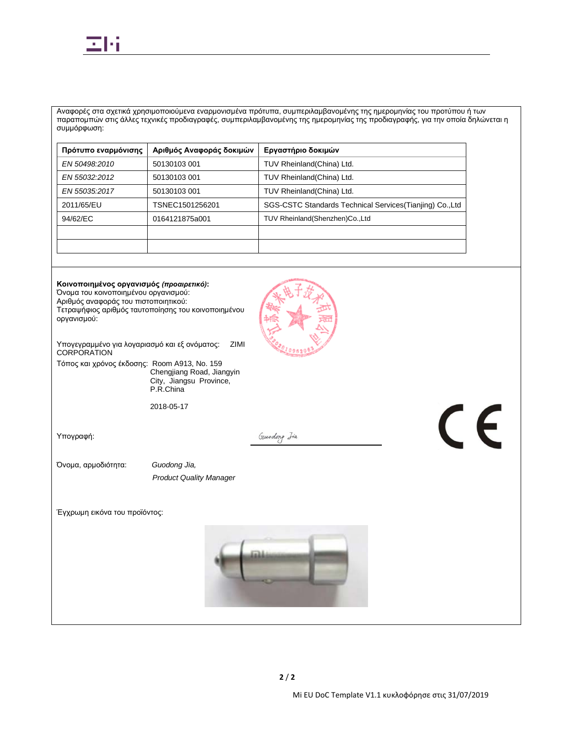Αναφορές στα σχετικά χρησιμοποιούμενα εναρμονισμένα πρότυπα, συμπεριλαμβανομένης της ημερομηνίας του προτύπου ή των παραπομπών στις άλλες τεχνικές προδιαγραφές, συμπεριλαμβανομένης της ημερομηνίας της προδιαγραφής, για την οποία δηλώνεται η συμμόρφωση:

| Πρότυπο εναρμόνισης | Αριθμός Αναφοράς δοκιμών | Εργαστήριο δοκιμών |
|---|---|---|
| *EN 50498:2010* | 50130103 001 | TUV Rheinland(China) Ltd. |
| *EN 55032:2012* | 50130103 001 | TUV Rheinland(China) Ltd. |
| *EN 55035:2017* | 50130103 001 | TUV Rheinland(China) Ltd. |
| 2011/65/EU | TSNEC1501256201 | SGS-CSTC Standards Technical Services(Tianjing) Co.,Ltd |
| 94/62/EC | 0164121875a001 | TUV Rheinland(Shenzhen)Co.,Ltd |
| | | |
| | | |

**Κοινοποιημένος οργανισμός *(προαιρετικό)*:**
Όνομα του κοινοποιημένου οργανισμού:
Αριθμός αναφοράς του πιστοποιητικού:
Τετραψήφιος αριθμός ταυτοποίησης του κοινοποιημένου οργανισμού:

Υπογεγραμμένο για λογαριασμό και εξ ονόματος: ZIMI CORPORATION

Τόπος και χρόνος έκδοσης: Room A913, No. 159 Chengjiang Road, Jiangyin City, Jiangsu Province, P.R.China

2018-05-17

Υπογραφή: Guodong Jia

Όνομα, αρμοδιότητα: *Guodong Jia,*
*Product Quality Manager*

Έγχρωμη εικόνα του προϊόντος:

Mi EU DoC Template V1.1 κυκλοφόρησε στις 31/07/2019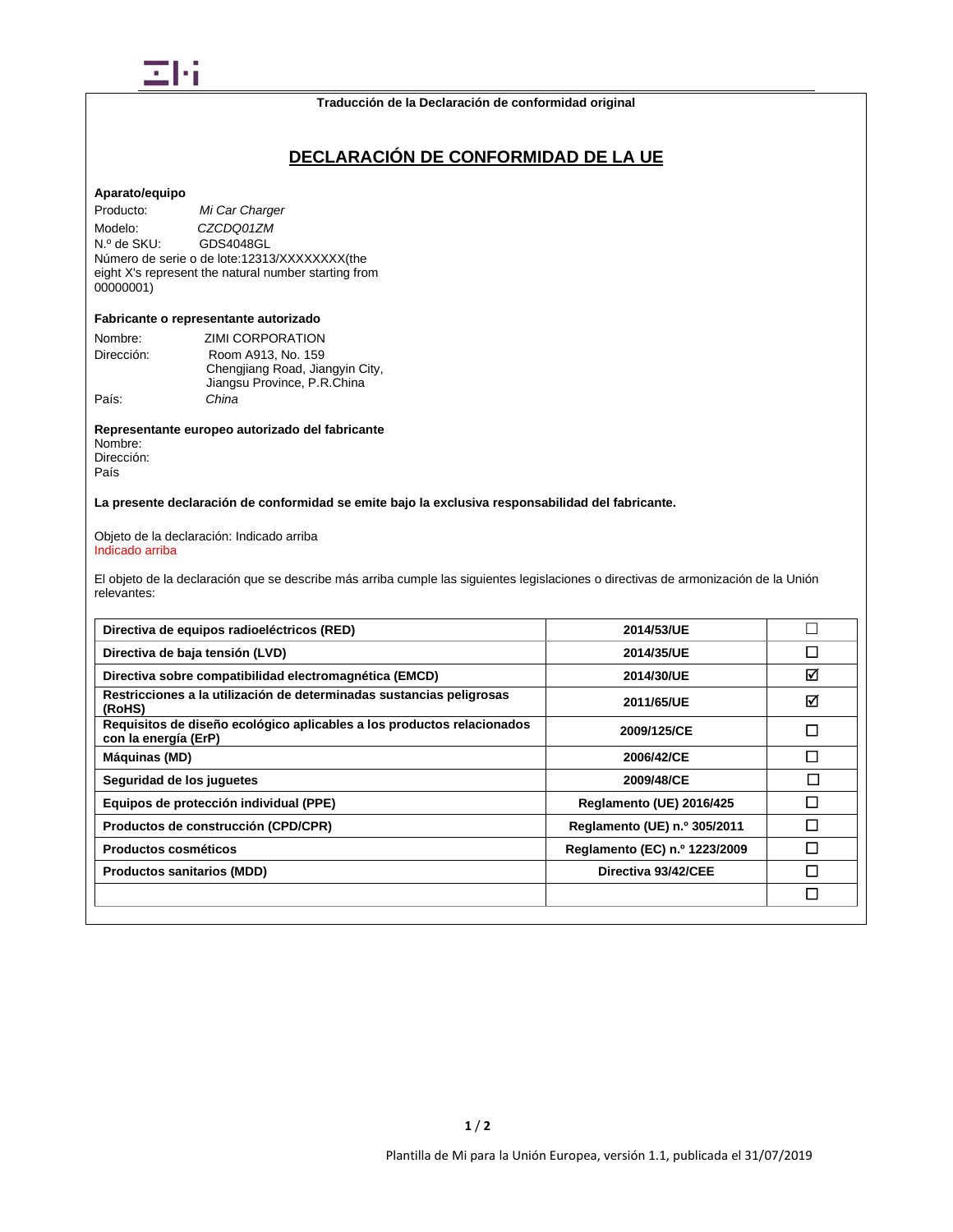Traducción de la Declaración de conformidad original

# DECLARACIÓN DE CONFORMIDAD DE LA UE

**Aparato/equipo**

Producto: *Mi Car Charger*
Modelo: *CZCDQ01ZM*
N.º de SKU: GDS4048GL
Número de serie o de lote:12313/XXXXXXXX(the eight X's represent the natural number starting from 00000001)

**Fabricante o representante autorizado**

Nombre: ZIMI CORPORATION
Dirección: Room A913, No. 159 Chengjiang Road, Jiangyin City, Jiangsu Province, P.R.China
País: *China*

**Representante europeo autorizado del fabricante**

Nombre:
Dirección:
País

**La presente declaración de conformidad se emite bajo la exclusiva responsabilidad del fabricante.**

Objeto de la declaración: Indicado arriba
Indicado arriba

El objeto de la declaración que se describe más arriba cumple las siguientes legislaciones o directivas de armonización de la Unión relevantes:

| | | |
|---|---|---|
| **Directiva de equipos radioeléctricos (RED)** | **2014/53/UE** | ☐ |
| **Directiva de baja tensión (LVD)** | **2014/35/UE** | ☐ |
| **Directiva sobre compatibilidad electromagnética (EMCD)** | **2014/30/UE** | ☑ |
| **Restricciones a la utilización de determinadas sustancias peligrosas (RoHS)** | **2011/65/UE** | ☑ |
| **Requisitos de diseño ecológico aplicables a los productos relacionados con la energía (ErP)** | **2009/125/CE** | ☐ |
| **Máquinas (MD)** | **2006/42/CE** | ☐ |
| **Seguridad de los juguetes** | **2009/48/CE** | ☐ |
| **Equipos de protección individual (PPE)** | **Reglamento (UE) 2016/425** | ☐ |
| **Productos de construcción (CPD/CPR)** | **Reglamento (UE) n.º 305/2011** | ☐ |
| **Productos cosméticos** | **Reglamento (EC) n.º 1223/2009** | ☐ |
| **Productos sanitarios (MDD)** | **Directiva 93/42/CEE** | ☐ |
| | | ☐ |

Plantilla de Mi para la Unión Europea, versión 1.1, publicada el 31/07/2019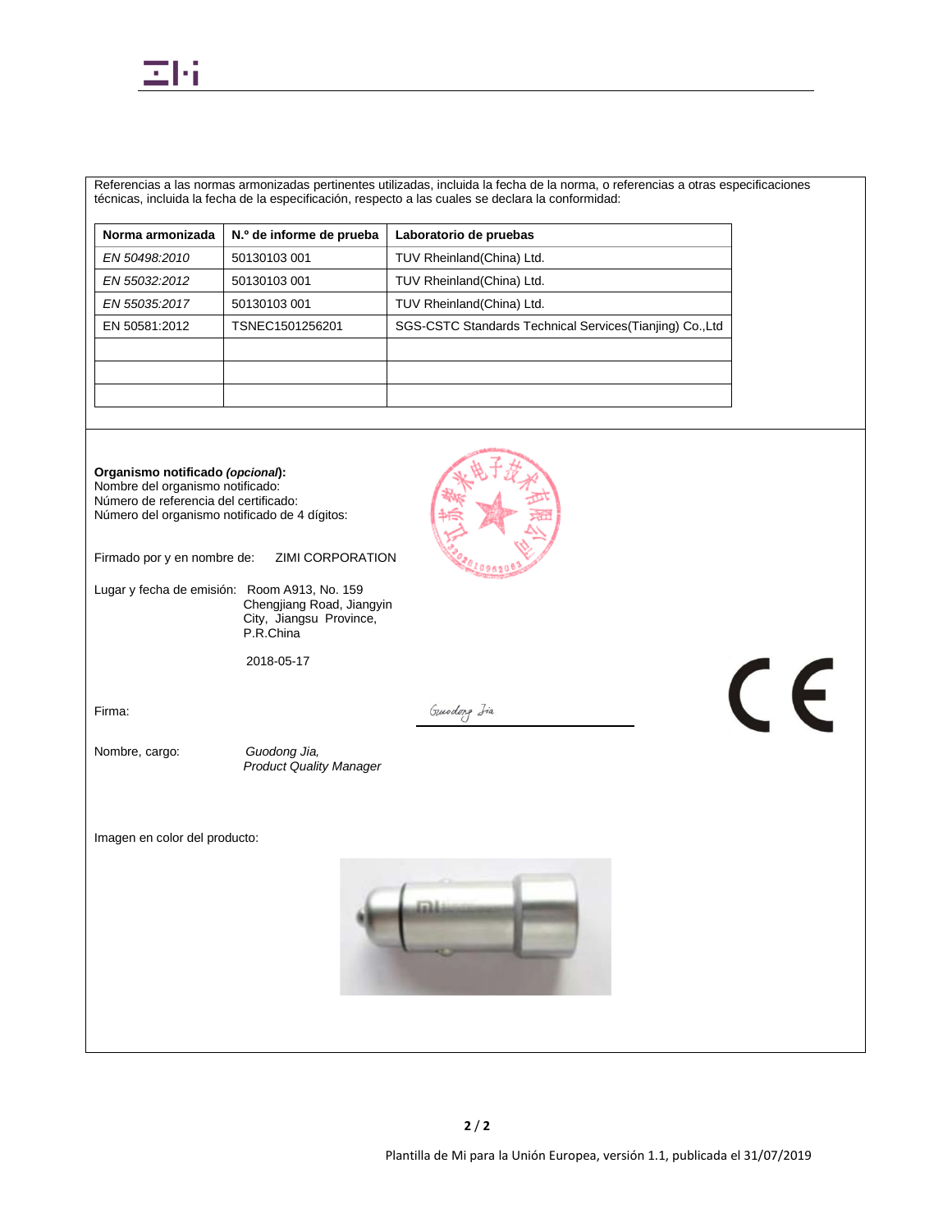Referencias a las normas armonizadas pertinentes utilizadas, incluida la fecha de la norma, o referencias a otras especificaciones técnicas, incluida la fecha de la especificación, respecto a las cuales se declara la conformidad:

| Norma armonizada | N.º de informe de prueba | Laboratorio de pruebas |
|---|---|---|
| *EN 50498:2010* | 50130103 001 | TUV Rheinland(China) Ltd. |
| *EN 55032:2012* | 50130103 001 | TUV Rheinland(China) Ltd. |
| *EN 55035:2017* | 50130103 001 | TUV Rheinland(China) Ltd. |
| EN 50581:2012 | TSNEC1501256201 | SGS-CSTC Standards Technical Services(Tianjing) Co.,Ltd |
| | | |
| | | |
| | | |

**Organismo notificado *(opcional*):**
Nombre del organismo notificado:
Número de referencia del certificado:
Número del organismo notificado de 4 dígitos:

Firmado por y en nombre de: ZIMI CORPORATION

Lugar y fecha de emisión: Room A913, No. 159 Chengjiang Road, Jiangyin City, Jiangsu Province, P.R.China

2018-05-17

Firma: Guodong Jia

Nombre, cargo: *Guodong Jia,*
*Product Quality Manager*

Imagen en color del producto:

Plantilla de Mi para la Unión Europea, versión 1.1, publicada el 31/07/2019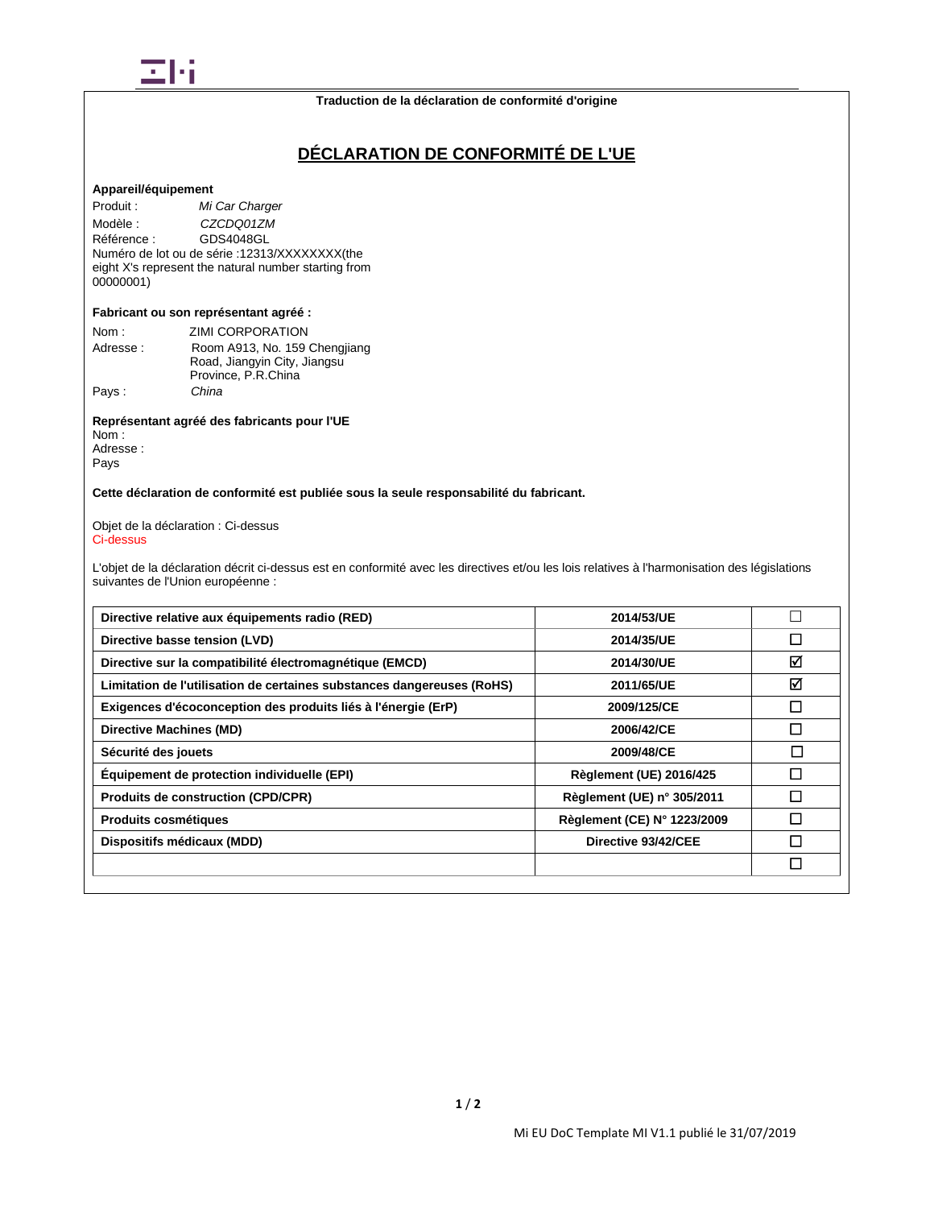**Traduction de la déclaration de conformité d'origine**

# DÉCLARATION DE CONFORMITÉ DE L'UE

**Appareil/équipement**

Produit : *Mi Car Charger*
Modèle : *CZCDQ01ZM*
Référence : GDS4048GL
Numéro de lot ou de série :12313/XXXXXXXX(the eight X's represent the natural number starting from 00000001)

**Fabricant ou son représentant agréé :**

Nom : ZIMI CORPORATION
Adresse : Room A913, No. 159 Chengjiang Road, Jiangyin City, Jiangsu Province, P.R.China
Pays : *China*

**Représentant agréé des fabricants pour l'UE**
Nom :
Adresse :
Pays

**Cette déclaration de conformité est publiée sous la seule responsabilité du fabricant.**

Objet de la déclaration : Ci-dessus
Ci-dessus

L'objet de la déclaration décrit ci-dessus est en conformité avec les directives et/ou les lois relatives à l'harmonisation des législations suivantes de l'Union européenne :

| | | |
|---|---|---|
| **Directive relative aux équipements radio (RED)** | **2014/53/UE** | ☐ |
| **Directive basse tension (LVD)** | **2014/35/UE** | ☐ |
| **Directive sur la compatibilité électromagnétique (EMCD)** | **2014/30/UE** | ☑ |
| **Limitation de l'utilisation de certaines substances dangereuses (RoHS)** | **2011/65/UE** | ☑ |
| **Exigences d'écoconception des produits liés à l'énergie (ErP)** | **2009/125/CE** | ☐ |
| **Directive Machines (MD)** | **2006/42/CE** | ☐ |
| **Sécurité des jouets** | **2009/48/CE** | ☐ |
| **Équipement de protection individuelle (EPI)** | **Règlement (UE) 2016/425** | ☐ |
| **Produits de construction (CPD/CPR)** | **Règlement (UE) n° 305/2011** | ☐ |
| **Produits cosmétiques** | **Règlement (CE) N° 1223/2009** | ☐ |
| **Dispositifs médicaux (MDD)** | **Directive 93/42/CEE** | ☐ |
| | | ☐ |

Mi EU DoC Template MI V1.1 publié le 31/07/2019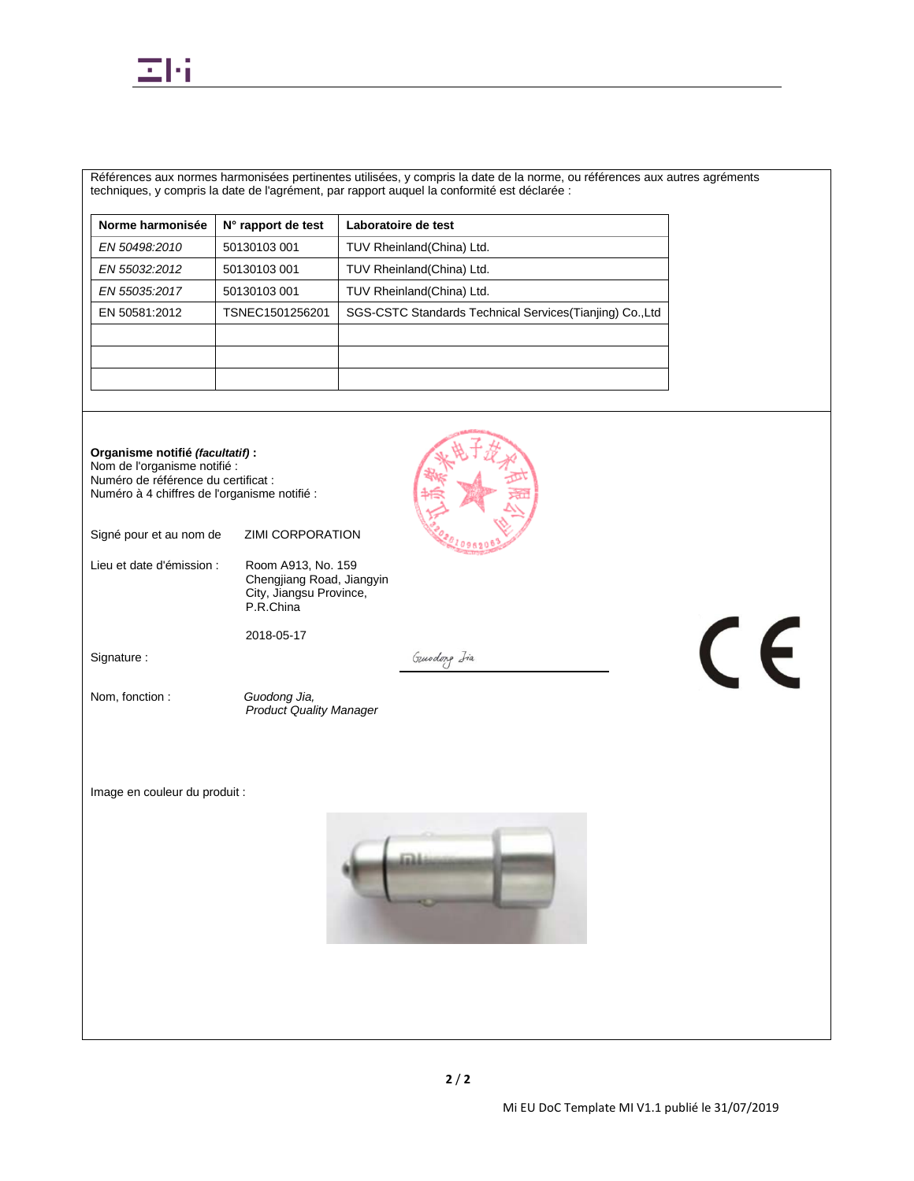Références aux normes harmonisées pertinentes utilisées, y compris la date de la norme, ou références aux autres agréments techniques, y compris la date de l'agrément, par rapport auquel la conformité est déclarée :

| Norme harmonisée | N° rapport de test | Laboratoire de test |
|---|---|---|
| *EN 50498:2010* | 50130103 001 | TUV Rheinland(China) Ltd. |
| *EN 55032:2012* | 50130103 001 | TUV Rheinland(China) Ltd. |
| *EN 55035:2017* | 50130103 001 | TUV Rheinland(China) Ltd. |
| EN 50581:2012 | TSNEC1501256201 | SGS-CSTC Standards Technical Services(Tianjing) Co.,Ltd |
| | | |
| | | |
| | | |

**Organisme notifié *(facultatif)* :**
Nom de l'organisme notifié :
Numéro de référence du certificat :
Numéro à 4 chiffres de l'organisme notifié :

江苏紫米电子技术有限公司
3202810962083

Signé pour et au nom de ZIMI CORPORATION

Lieu et date d'émission : Room A913, No. 159 Chengjiang Road, Jiangyin City, Jiangsu Province, P.R.China

2018-05-17

Signature : Guodong Jia

Nom, fonction : *Guodong Jia,*
*Product Quality Manager*

CE

Image en couleur du produit :

Mi EU DoC Template MI V1.1 publié le 31/07/2019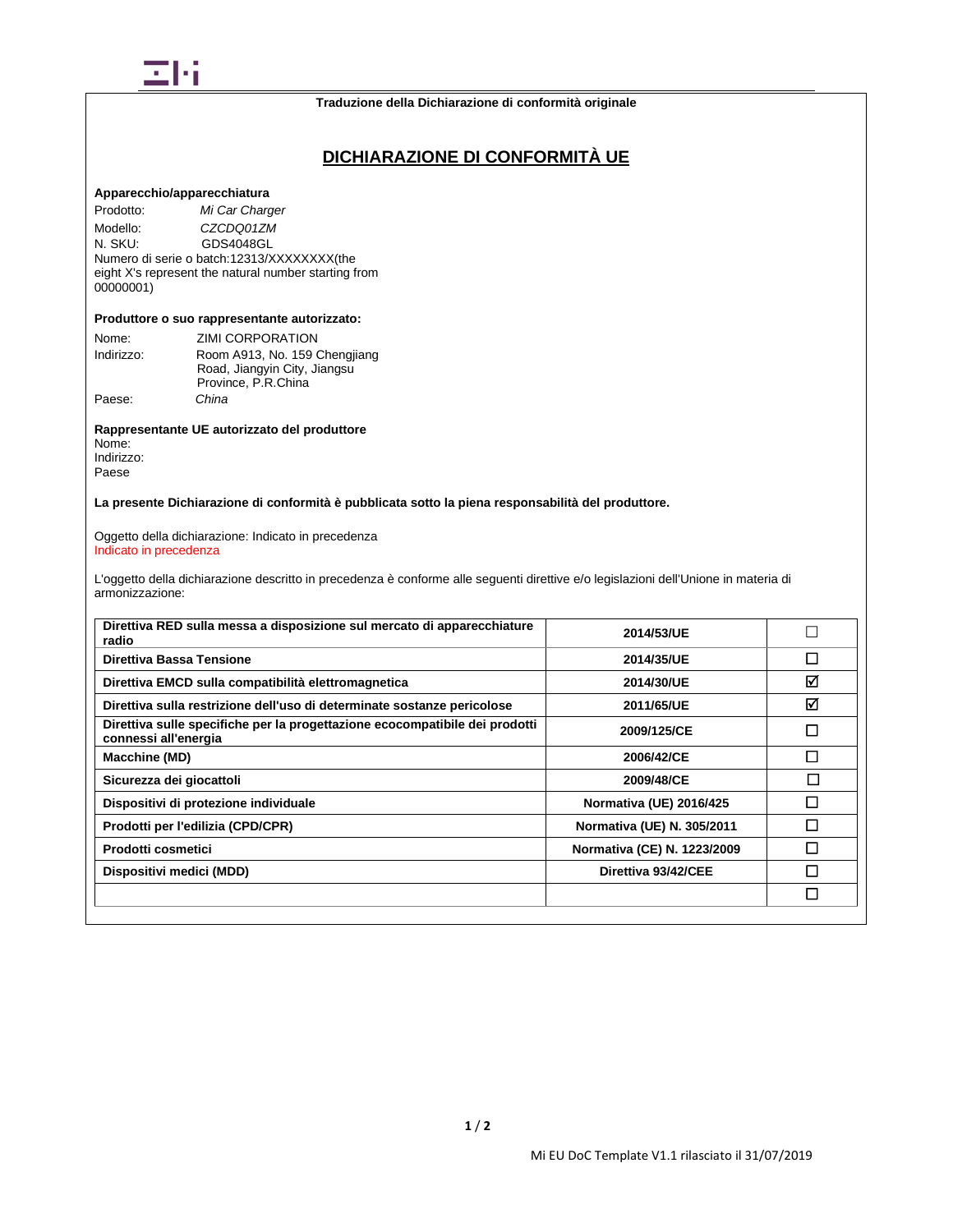Traduzione della Dichiarazione di conformità originale

# DICHIARAZIONE DI CONFORMITÀ UE

**Apparecchio/apparecchiatura**

Prodotto: *Mi Car Charger*
Modello: *CZCDQ01ZM*
N. SKU: GDS4048GL
Numero di serie o batch:12313/XXXXXXXX(the eight X's represent the natural number starting from 00000001)

**Produttore o suo rappresentante autorizzato:**

Nome: ZIMI CORPORATION
Indirizzo: Room A913, No. 159 Chengjiang Road, Jiangyin City, Jiangsu Province, P.R.China
Paese: *China*

**Rappresentante UE autorizzato del produttore**

Nome:
Indirizzo:
Paese

**La presente Dichiarazione di conformità è pubblicata sotto la piena responsabilità del produttore.**

Oggetto della dichiarazione: Indicato in precedenza
Indicato in precedenza

L'oggetto della dichiarazione descritto in precedenza è conforme alle seguenti direttive e/o legislazioni dell'Unione in materia di armonizzazione:

| | | |
|---|---|---|
| **Direttiva RED sulla messa a disposizione sul mercato di apparecchiature radio** | **2014/53/UE** | ☐ |
| **Direttiva Bassa Tensione** | **2014/35/UE** | ☐ |
| **Direttiva EMCD sulla compatibilità elettromagnetica** | **2014/30/UE** | ☑ |
| **Direttiva sulla restrizione dell'uso di determinate sostanze pericolose** | **2011/65/UE** | ☑ |
| **Direttiva sulle specifiche per la progettazione ecocompatibile dei prodotti connessi all'energia** | **2009/125/CE** | ☐ |
| **Macchine (MD)** | **2006/42/CE** | ☐ |
| **Sicurezza dei giocattoli** | **2009/48/CE** | ☐ |
| **Dispositivi di protezione individuale** | **Normativa (UE) 2016/425** | ☐ |
| **Prodotti per l'edilizia (CPD/CPR)** | **Normativa (UE) N. 305/2011** | ☐ |
| **Prodotti cosmetici** | **Normativa (CE) N. 1223/2009** | ☐ |
| **Dispositivi medici (MDD)** | **Direttiva 93/42/CEE** | ☐ |
| | | ☐ |

Mi EU DoC Template V1.1 rilasciato il 31/07/2019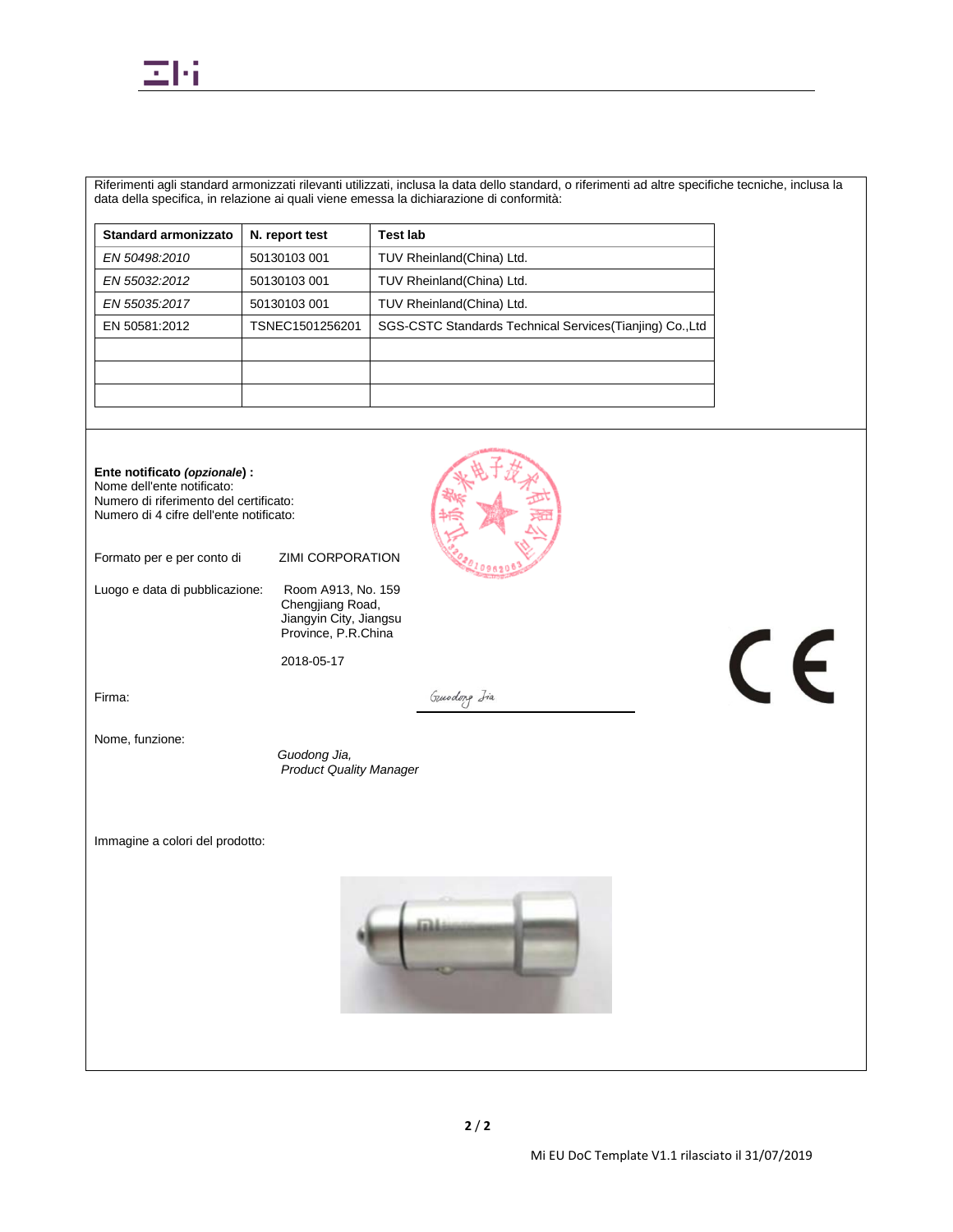Riferimenti agli standard armonizzati rilevanti utilizzati, inclusa la data dello standard, o riferimenti ad altre specifiche tecniche, inclusa la data della specifica, in relazione ai quali viene emessa la dichiarazione di conformità:

| Standard armonizzato | N. report test | Test lab |
|---|---|---|
| *EN 50498:2010* | 50130103 001 | TUV Rheinland(China) Ltd. |
| *EN 55032:2012* | 50130103 001 | TUV Rheinland(China) Ltd. |
| *EN 55035:2017* | 50130103 001 | TUV Rheinland(China) Ltd. |
| EN 50581:2012 | TSNEC1501256201 | SGS-CSTC Standards Technical Services(Tianjing) Co.,Ltd |
| | | |
| | | |
| | | |

**Ente notificato *(opzionale*) :**
Nome dell'ente notificato:
Numero di riferimento del certificato:
Numero di 4 cifre dell'ente notificato:

Formato per e per conto di: ZIMI CORPORATION

Luogo e data di pubblicazione: Room A913, No. 159 Chengjiang Road, Jiangyin City, Jiangsu Province, P.R.China

2018-05-17

Firma: Guodong Jia

Nome, funzione:
*Guodong Jia,*
*Product Quality Manager*

Immagine a colori del prodotto:

Mi EU DoC Template V1.1 rilasciato il 31/07/2019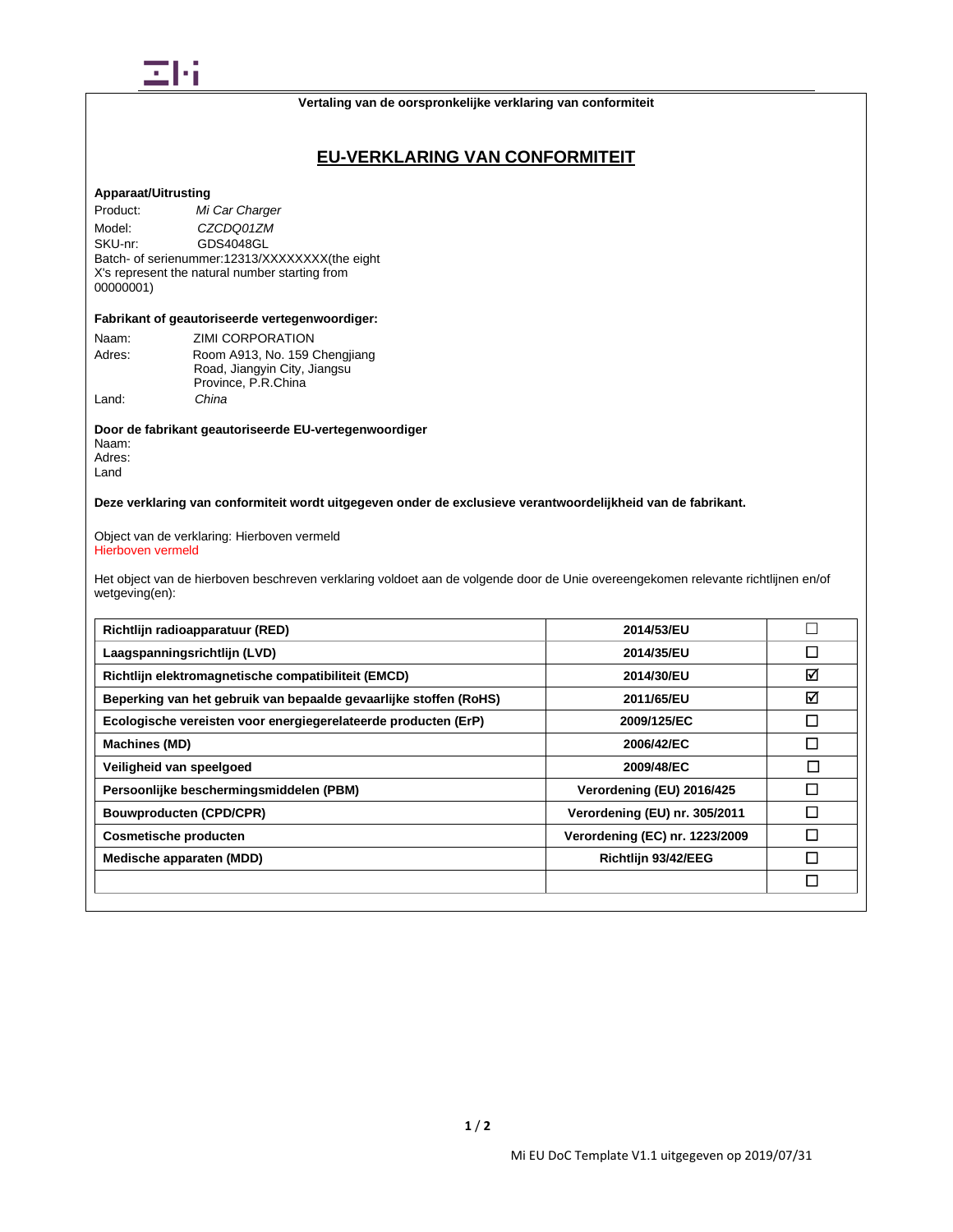**Vertaling van de oorspronkelijke verklaring van conformiteit**

## EU-VERKLARING VAN CONFORMITEIT

**Apparaat/Uitrusting**

Product: *Mi Car Charger*
Model: *CZCDQ01ZM*
SKU-nr: GDS4048GL
Batch- of serienummer:12313/XXXXXXXX(the eight X's represent the natural number starting from 00000001)

**Fabrikant of geautoriseerde vertegenwoordiger:**

Naam: ZIMI CORPORATION
Adres: Room A913, No. 159 Chengjiang Road, Jiangyin City, Jiangsu Province, P.R.China
Land: *China*

**Door de fabrikant geautoriseerde EU-vertegenwoordiger**
Naam:
Adres:
Land

**Deze verklaring van conformiteit wordt uitgegeven onder de exclusieve verantwoordelijkheid van de fabrikant.**

Object van de verklaring: Hierboven vermeld
Hierboven vermeld

Het object van de hierboven beschreven verklaring voldoet aan de volgende door de Unie overeengekomen relevante richtlijnen en/of wetgeving(en):

| Richtlijn radioapparatuur (RED) | 2014/53/EU | ☐ |
|---|---|---|
| Laagspanningsrichtlijn (LVD) | 2014/35/EU | ☐ |
| Richtlijn elektromagnetische compatibiliteit (EMCD) | 2014/30/EU | ☑ |
| Beperking van het gebruik van bepaalde gevaarlijke stoffen (RoHS) | 2011/65/EU | ☑ |
| Ecologische vereisten voor energiegerelateerde producten (ErP) | 2009/125/EC | ☐ |
| Machines (MD) | 2006/42/EC | ☐ |
| Veiligheid van speelgoed | 2009/48/EC | ☐ |
| Persoonlijke beschermingsmiddelen (PBM) | Verordening (EU) 2016/425 | ☐ |
| Bouwproducten (CPD/CPR) | Verordening (EU) nr. 305/2011 | ☐ |
| Cosmetische producten | Verordening (EC) nr. 1223/2009 | ☐ |
| Medische apparaten (MDD) | Richtlijn 93/42/EEG | ☐ |
| | | ☐ |

Mi EU DoC Template V1.1 uitgegeven op 2019/07/31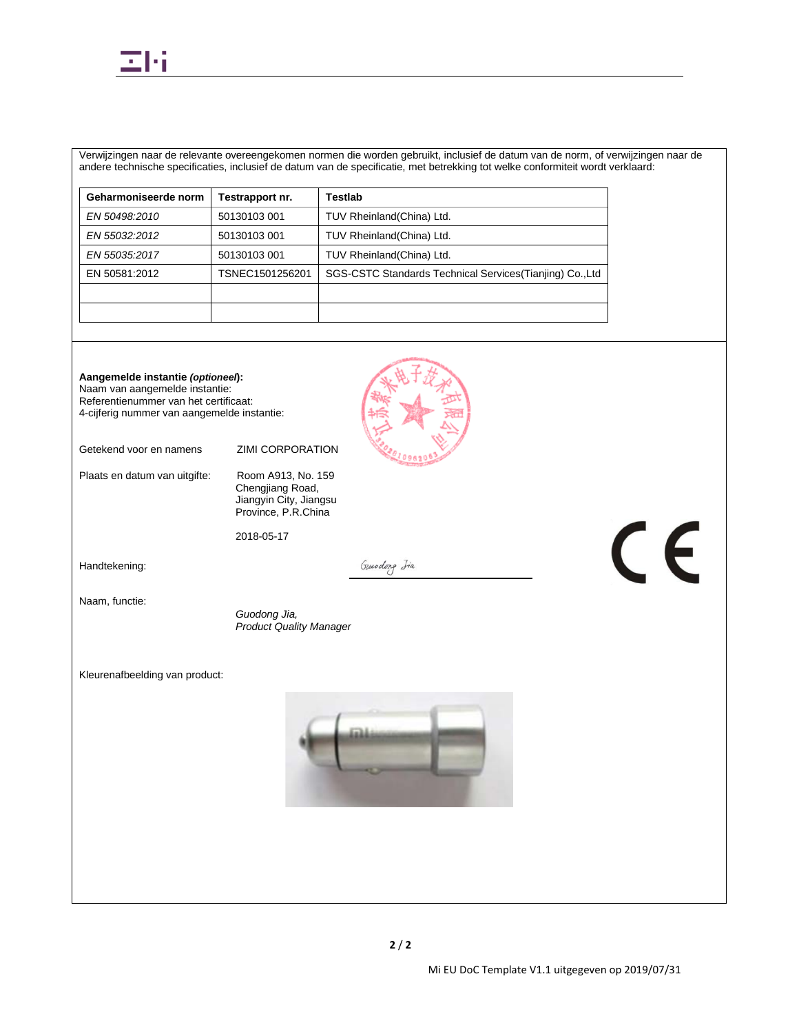Verwijzingen naar de relevante overeengekomen normen die worden gebruikt, inclusief de datum van de norm, of verwijzingen naar de andere technische specificaties, inclusief de datum van de specificatie, met betrekking tot welke conformiteit wordt verklaard:

| Geharmoniseerde norm | Testrapport nr. | Testlab |
|---|---|---|
| *EN 50498:2010* | 50130103 001 | TUV Rheinland(China) Ltd. |
| *EN 55032:2012* | 50130103 001 | TUV Rheinland(China) Ltd. |
| *EN 55035:2017* | 50130103 001 | TUV Rheinland(China) Ltd. |
| EN 50581:2012 | TSNEC1501256201 | SGS-CSTC Standards Technical Services(Tianjing) Co.,Ltd |
| | | |
| | | |

**Aangemelde instantie *(optioneel*):**
Naam van aangemelde instantie:
Referentienummer van het certificaat:
4-cijferig nummer van aangemelde instantie:

Getekend voor en namens ZIMI CORPORATION

Plaats en datum van uitgifte: Room A913, No. 159 Chengjiang Road, Jiangyin City, Jiangsu Province, P.R.China

2018-05-17

Handtekening: Guodong Jia

Naam, functie:

*Guodong Jia,*
*Product Quality Manager*

Kleurenafbeelding van product:

Mi EU DoC Template V1.1 uitgegeven op 2019/07/31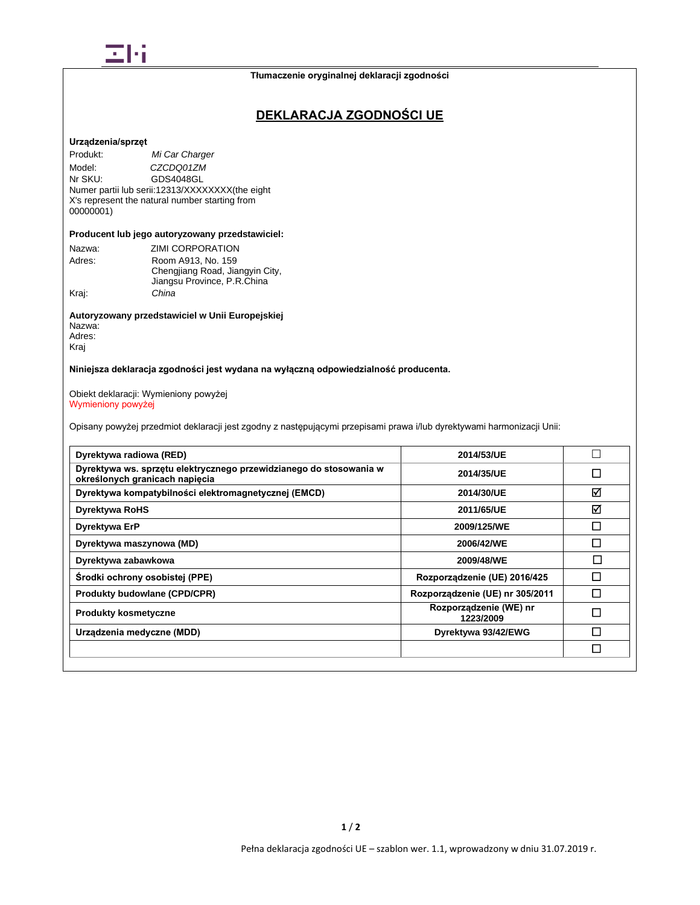Tłumaczenie oryginalnej deklaracji zgodności

# DEKLARACJA ZGODNOŚCI UE

**Urządzenia/sprzęt**

Produkt: *Mi Car Charger*
Model: *CZCDQ01ZM*
Nr SKU: GDS4048GL
Numer partii lub serii:12313/XXXXXXXX(the eight X's represent the natural number starting from 00000001)

**Producent lub jego autoryzowany przedstawiciel:**

Nazwa: ZIMI CORPORATION
Adres: Room A913, No. 159 Chengjiang Road, Jiangyin City, Jiangsu Province, P.R.China
Kraj: *China*

**Autoryzowany przedstawiciel w Unii Europejskiej**

Nazwa:
Adres:
Kraj

**Niniejsza deklaracja zgodności jest wydana na wyłączną odpowiedzialność producenta.**

Obiekt deklaracji: Wymieniony powyżej
Wymieniony powyżej

Opisany powyżej przedmiot deklaracji jest zgodny z następującymi przepisami prawa i/lub dyrektywami harmonizacji Unii:

| | | |
|---|---|---|
| **Dyrektywa radiowa (RED)** | **2014/53/UE** | ☐ |
| **Dyrektywa ws. sprzętu elektrycznego przewidzianego do stosowania w określonych granicach napięcia** | **2014/35/UE** | ☐ |
| **Dyrektywa kompatybilności elektromagnetycznej (EMCD)** | **2014/30/UE** | ☑ |
| **Dyrektywa RoHS** | **2011/65/UE** | ☑ |
| **Dyrektywa ErP** | **2009/125/WE** | ☐ |
| **Dyrektywa maszynowa (MD)** | **2006/42/WE** | ☐ |
| **Dyrektywa zabawkowa** | **2009/48/WE** | ☐ |
| **Środki ochrony osobistej (PPE)** | **Rozporządzenie (UE) 2016/425** | ☐ |
| **Produkty budowlane (CPD/CPR)** | **Rozporządzenie (UE) nr 305/2011** | ☐ |
| **Produkty kosmetyczne** | **Rozporządzenie (WE) nr 1223/2009** | ☐ |
| **Urządzenia medyczne (MDD)** | **Dyrektywa 93/42/EWG** | ☐ |
| | | ☐ |

Pełna deklaracja zgodności UE – szablon wer. 1.1, wprowadzony w dniu 31.07.2019 r.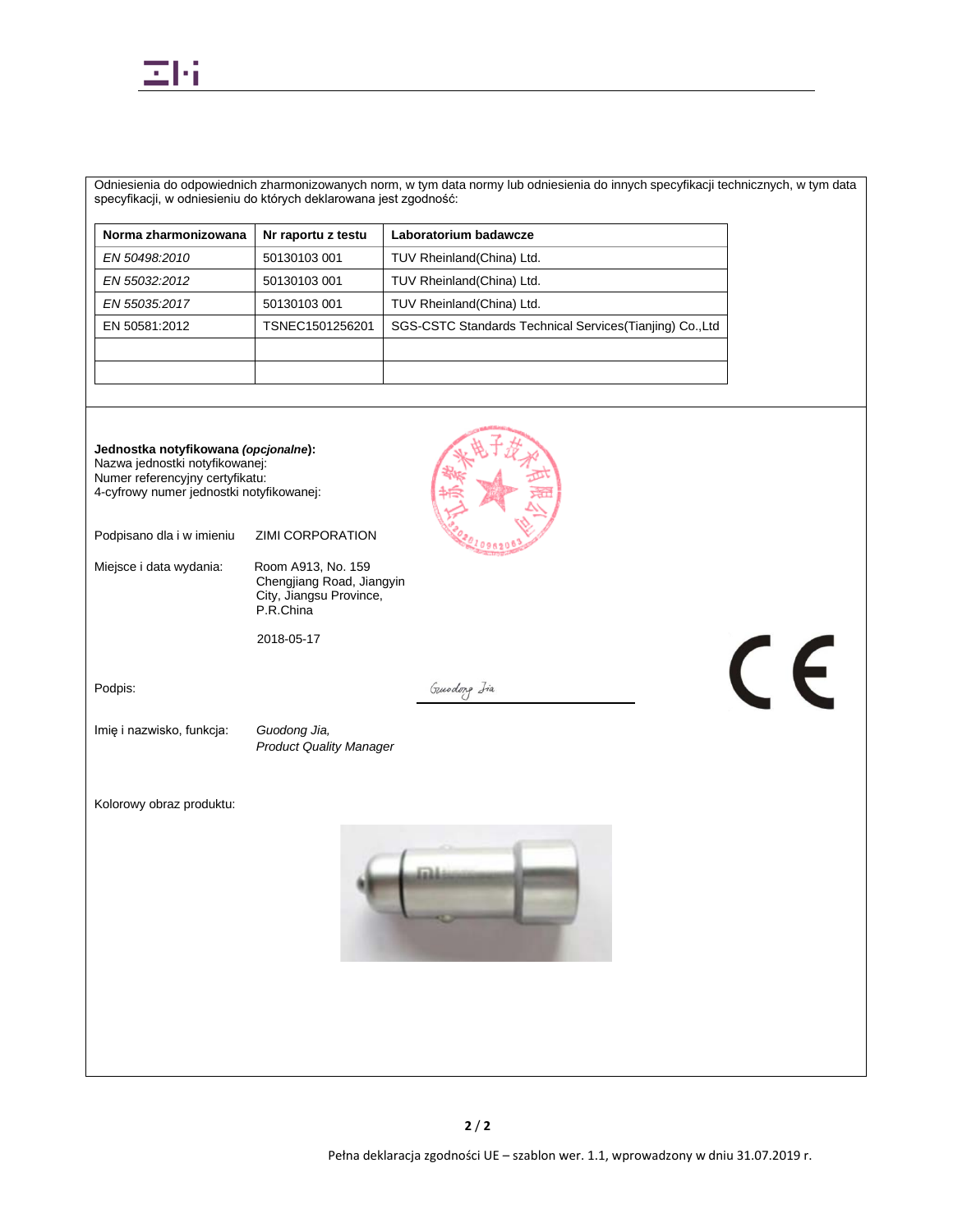Odniesienia do odpowiednich zharmonizowanych norm, w tym data normy lub odniesienia do innych specyfikacji technicznych, w tym data specyfikacji, w odniesieniu do których deklarowana jest zgodność:

| Norma zharmonizowana | Nr raportu z testu | Laboratorium badawcze |
|---|---|---|
| *EN 50498:2010* | 50130103 001 | TUV Rheinland(China) Ltd. |
| *EN 55032:2012* | 50130103 001 | TUV Rheinland(China) Ltd. |
| *EN 55035:2017* | 50130103 001 | TUV Rheinland(China) Ltd. |
| EN 50581:2012 | TSNEC1501256201 | SGS-CSTC Standards Technical Services(Tianjing) Co.,Ltd |
| | | |
| | | |

**Jednostka notyfikowana *(opcjonalne)*:**
Nazwa jednostki notyfikowanej:
Numer referencyjny certyfikatu:
4-cyfrowy numer jednostki notyfikowanej:

Podpisano dla i w imieniu ZIMI CORPORATION

Miejsce i data wydania: Room A913, No. 159 Chengjiang Road, Jiangyin City, Jiangsu Province, P.R.China

2018-05-17

Podpis: Guodong Jia

Imię i nazwisko, funkcja: *Guodong Jia, Product Quality Manager*

Kolorowy obraz produktu:

Pełna deklaracja zgodności UE – szablon wer. 1.1, wprowadzony w dniu 31.07.2019 r.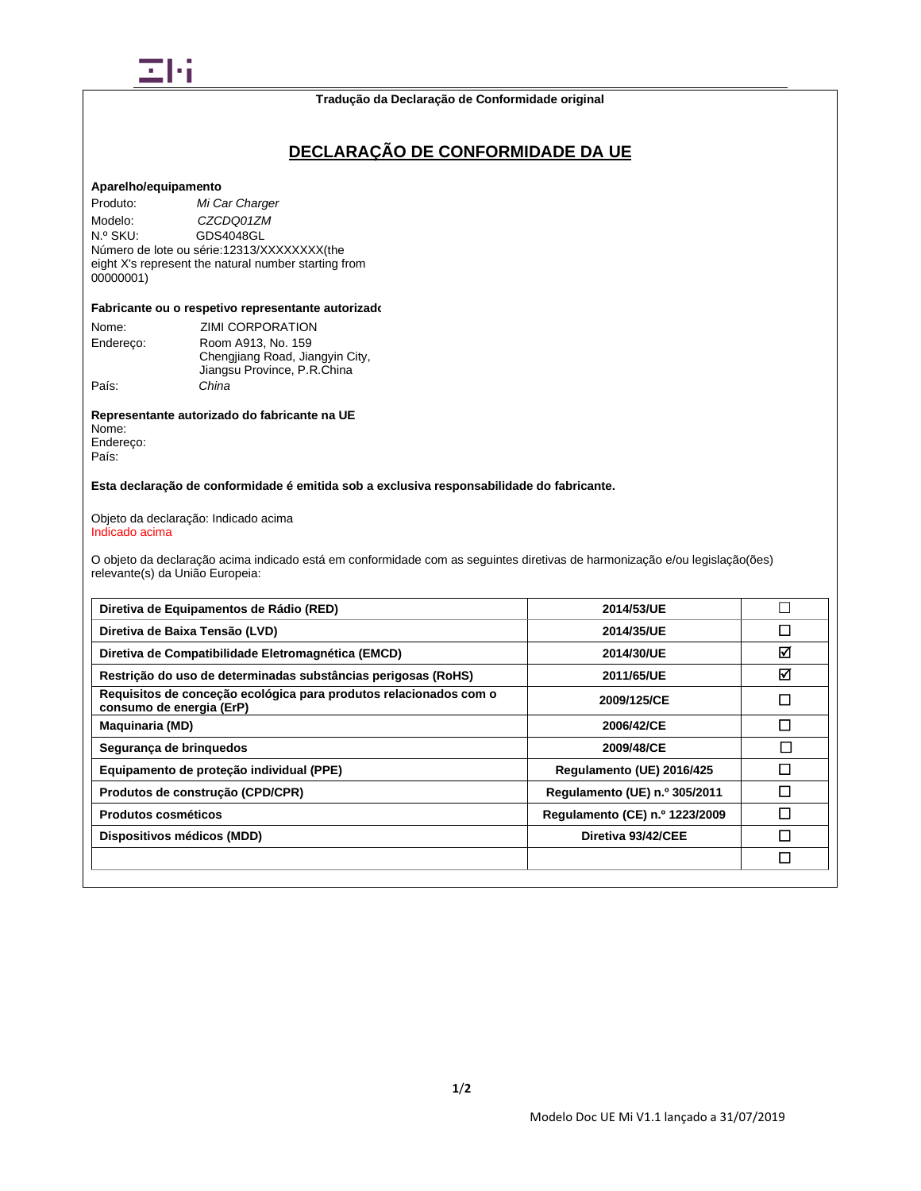**Tradução da Declaração de Conformidade original**

# DECLARAÇÃO DE CONFORMIDADE DA UE

**Aparelho/equipamento**

Produto: *Mi Car Charger*
Modelo: *CZCDQ01ZM*
N.º SKU: GDS4048GL
Número de lote ou série:12313/XXXXXXXX(the eight X's represent the natural number starting from 00000001)

**Fabricante ou o respetivo representante autorizado**

Nome: ZIMI CORPORATION
Endereço: Room A913, No. 159 Chengjiang Road, Jiangyin City, Jiangsu Province, P.R.China
País: *China*

**Representante autorizado do fabricante na UE**
Nome:
Endereço:
País:

**Esta declaração de conformidade é emitida sob a exclusiva responsabilidade do fabricante.**

Objeto da declaração: Indicado acima
Indicado acima

O objeto da declaração acima indicado está em conformidade com as seguintes diretivas de harmonização e/ou legislação(ões) relevante(s) da União Europeia:

| | | |
|---|---|---|
| **Diretiva de Equipamentos de Rádio (RED)** | **2014/53/UE** | ☐ |
| **Diretiva de Baixa Tensão (LVD)** | **2014/35/UE** | ☐ |
| **Diretiva de Compatibilidade Eletromagnética (EMCD)** | **2014/30/UE** | ☑ |
| **Restrição do uso de determinadas substâncias perigosas (RoHS)** | **2011/65/UE** | ☑ |
| **Requisitos de conceção ecológica para produtos relacionados com o consumo de energia (ErP)** | **2009/125/CE** | ☐ |
| **Maquinaria (MD)** | **2006/42/CE** | ☐ |
| **Segurança de brinquedos** | **2009/48/CE** | ☐ |
| **Equipamento de proteção individual (PPE)** | **Regulamento (UE) 2016/425** | ☐ |
| **Produtos de construção (CPD/CPR)** | **Regulamento (UE) n.º 305/2011** | ☐ |
| **Produtos cosméticos** | **Regulamento (CE) n.º 1223/2009** | ☐ |
| **Dispositivos médicos (MDD)** | **Diretiva 93/42/CEE** | ☐ |
| | | ☐ |

Modelo Doc UE Mi V1.1 lançado a 31/07/2019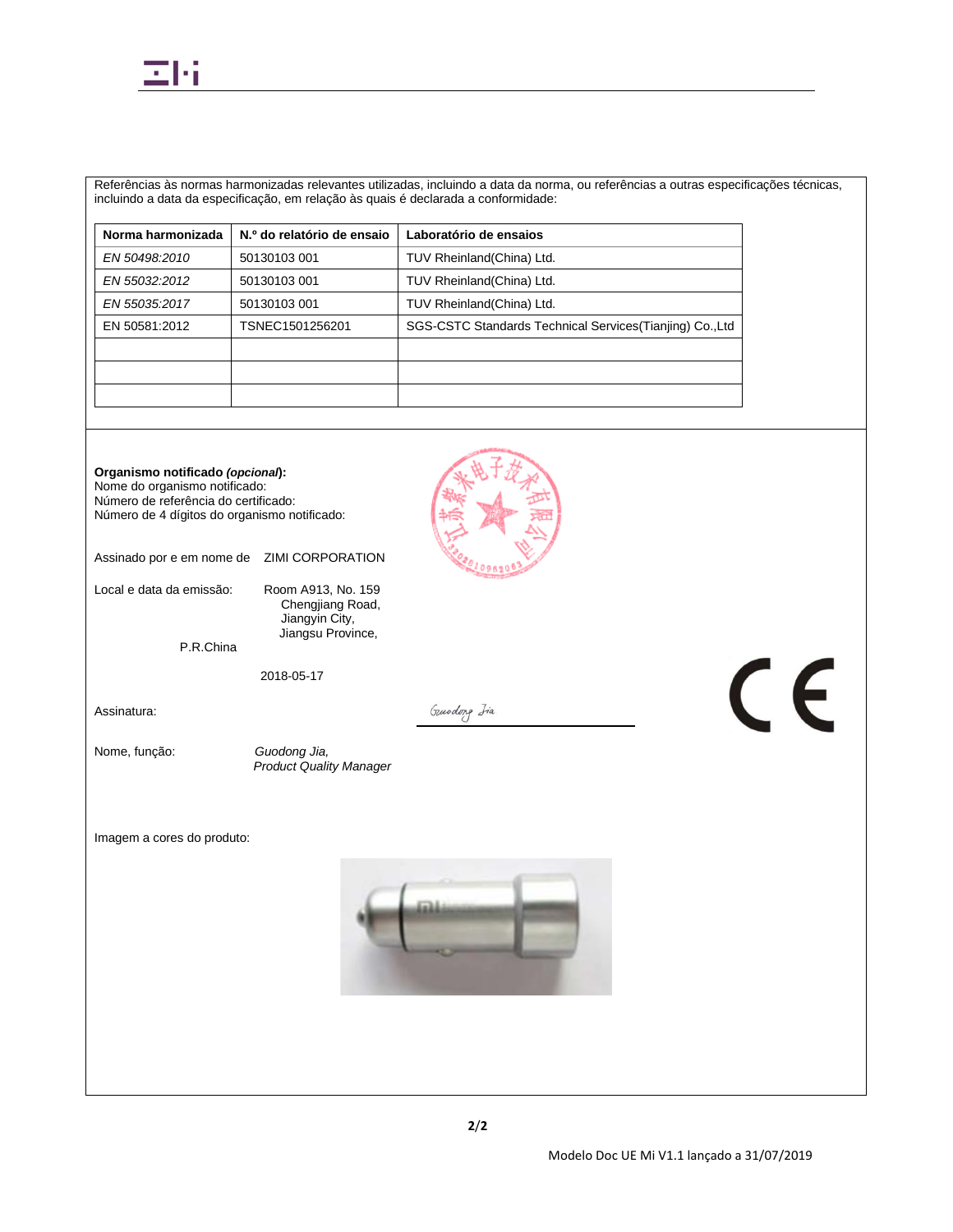Referências às normas harmonizadas relevantes utilizadas, incluindo a data da norma, ou referências a outras especificações técnicas, incluindo a data da especificação, em relação às quais é declarada a conformidade:

| Norma harmonizada | N.º do relatório de ensaio | Laboratório de ensaios |
|---|---|---|
| *EN 50498:2010* | 50130103 001 | TUV Rheinland(China) Ltd. |
| *EN 55032:2012* | 50130103 001 | TUV Rheinland(China) Ltd. |
| *EN 55035:2017* | 50130103 001 | TUV Rheinland(China) Ltd. |
| EN 50581:2012 | TSNEC1501256201 | SGS-CSTC Standards Technical Services(Tianjing) Co.,Ltd |
| | | |
| | | |
| | | |

**Organismo notificado *(opcional)*:**
Nome do organismo notificado:
Número de referência do certificado:
Número de 4 dígitos do organismo notificado:

Assinado por e em nome de ZIMI CORPORATION

Local e data da emissão: Room A913, No. 159 Chengjiang Road, Jiangyin City, Jiangsu Province, P.R.China

2018-05-17

Assinatura:

Nome, função: *Guodong Jia, Product Quality Manager*

Imagem a cores do produto:

Modelo Doc UE Mi V1.1 lançado a 31/07/2019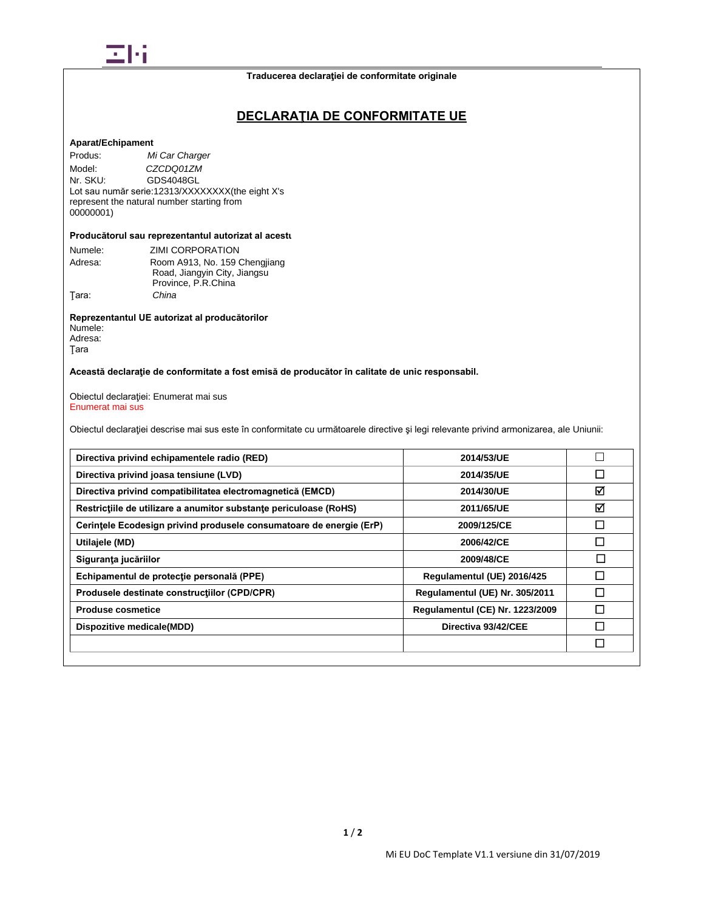Traducerea declaraţiei de conformitate originale

# DECLARAŢIA DE CONFORMITATE UE

**Aparat/Echipament**

Produs: *Mi Car Charger*

Model: *CZCDQ01ZM*

Nr. SKU: GDS4048GL

Lot sau număr serie:12313/XXXXXXXX(the eight X's represent the natural number starting from 00000001)

**Producătorul sau reprezentantul autorizat al acestu**

Numele: ZIMI CORPORATION

Adresa: Room A913, No. 159 Chengjiang Road, Jiangyin City, Jiangsu Province, P.R.China

Ţara: *China*

**Reprezentantul UE autorizat al producătorilor**

Numele:

Adresa:

Ţara

**Această declaraţie de conformitate a fost emisă de producător în calitate de unic responsabil.**

Obiectul declaraţiei: Enumerat mai sus

Enumerat mai sus

Obiectul declaraţiei descrise mai sus este în conformitate cu următoarele directive şi legi relevante privind armonizarea, ale Uniunii:

| | | |
|---|---|---|
| **Directiva privind echipamentele radio (RED)** | **2014/53/UE** | ☐ |
| **Directiva privind joasa tensiune (LVD)** | **2014/35/UE** | ☐ |
| **Directiva privind compatibilitatea electromagnetică (EMCD)** | **2014/30/UE** | ☑ |
| **Restricţiile de utilizare a anumitor substanţe periculoase (RoHS)** | **2011/65/UE** | ☑ |
| **Cerinţele Ecodesign privind produsele consumatoare de energie (ErP)** | **2009/125/CE** | ☐ |
| **Utilajele (MD)** | **2006/42/CE** | ☐ |
| **Siguranţa jucăriilor** | **2009/48/CE** | ☐ |
| **Echipamentul de protecţie personală (PPE)** | **Regulamentul (UE) 2016/425** | ☐ |
| **Produsele destinate construcţiilor (CPD/CPR)** | **Regulamentul (UE) Nr. 305/2011** | ☐ |
| **Produse cosmetice** | **Regulamentul (CE) Nr. 1223/2009** | ☐ |
| **Dispozitive medicale(MDD)** | **Directiva 93/42/CEE** | ☐ |
| | | ☐ |

Mi EU DoC Template V1.1 versiune din 31/07/2019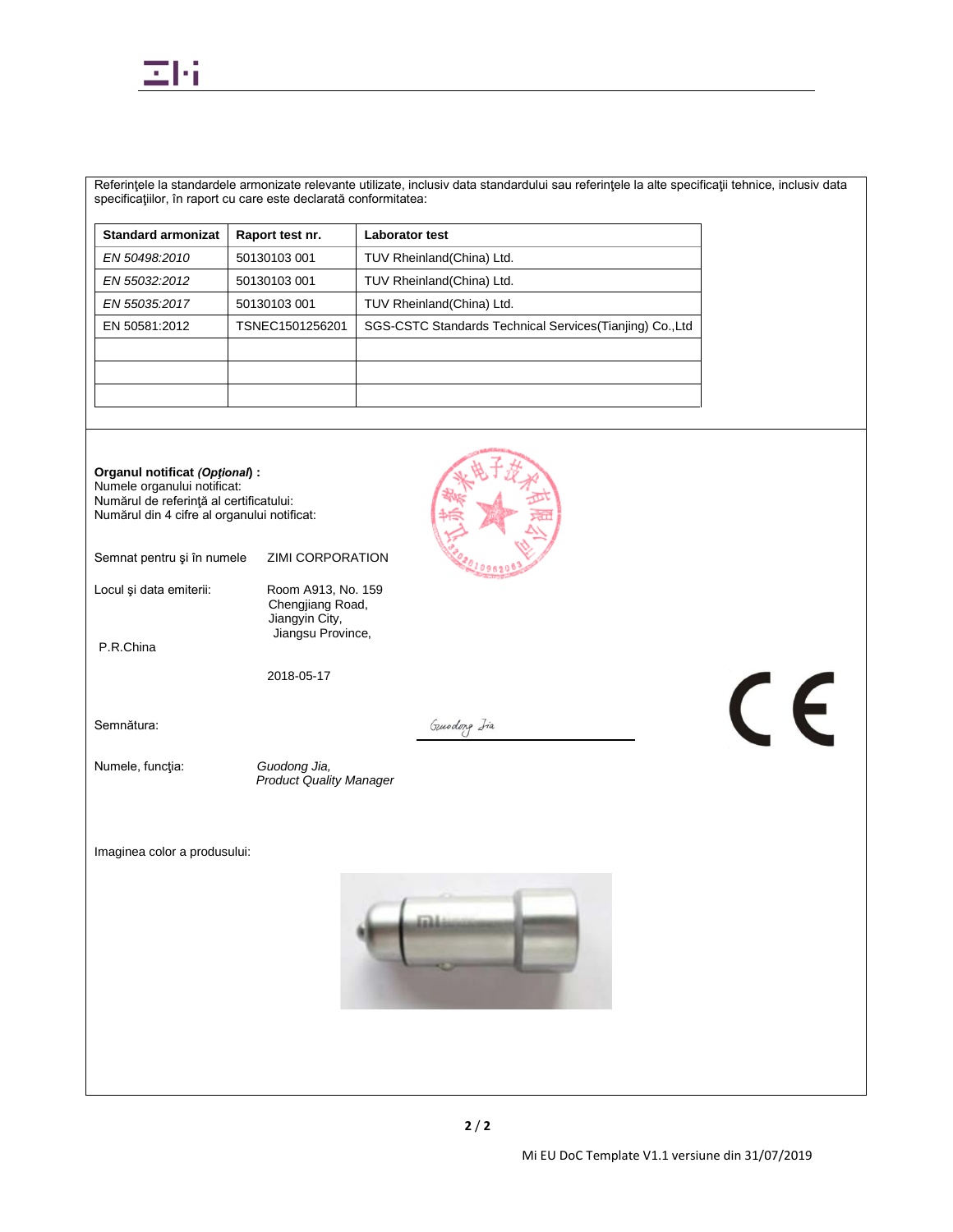Referinţele la standardele armonizate relevante utilizate, inclusiv data standardului sau referinţele la alte specificaţii tehnice, inclusiv data specificaţiilor, în raport cu care este declarată conformitatea:

| Standard armonizat | Raport test nr. | Laborator test |
|---|---|---|
| *EN 50498:2010* | 50130103 001 | TUV Rheinland(China) Ltd. |
| *EN 55032:2012* | 50130103 001 | TUV Rheinland(China) Ltd. |
| *EN 55035:2017* | 50130103 001 | TUV Rheinland(China) Ltd. |
| EN 50581:2012 | TSNEC1501256201 | SGS-CSTC Standards Technical Services(Tianjing) Co.,Ltd |
| | | |
| | | |
| | | |

**Organul notificat *(Opţional)* :**
Numele organului notificat:
Numărul de referinţă al certificatului:
Numărul din 4 cifre al organului notificat:

Semnat pentru şi în numele ZIMI CORPORATION

Locul şi data emiterii: Room A913, No. 159 Chengjiang Road, Jiangyin City, Jiangsu Province, P.R.China

2018-05-17

Semnătura: Guodong Jia

Numele, funcţia: *Guodong Jia, Product Quality Manager*

Imaginea color a produsului: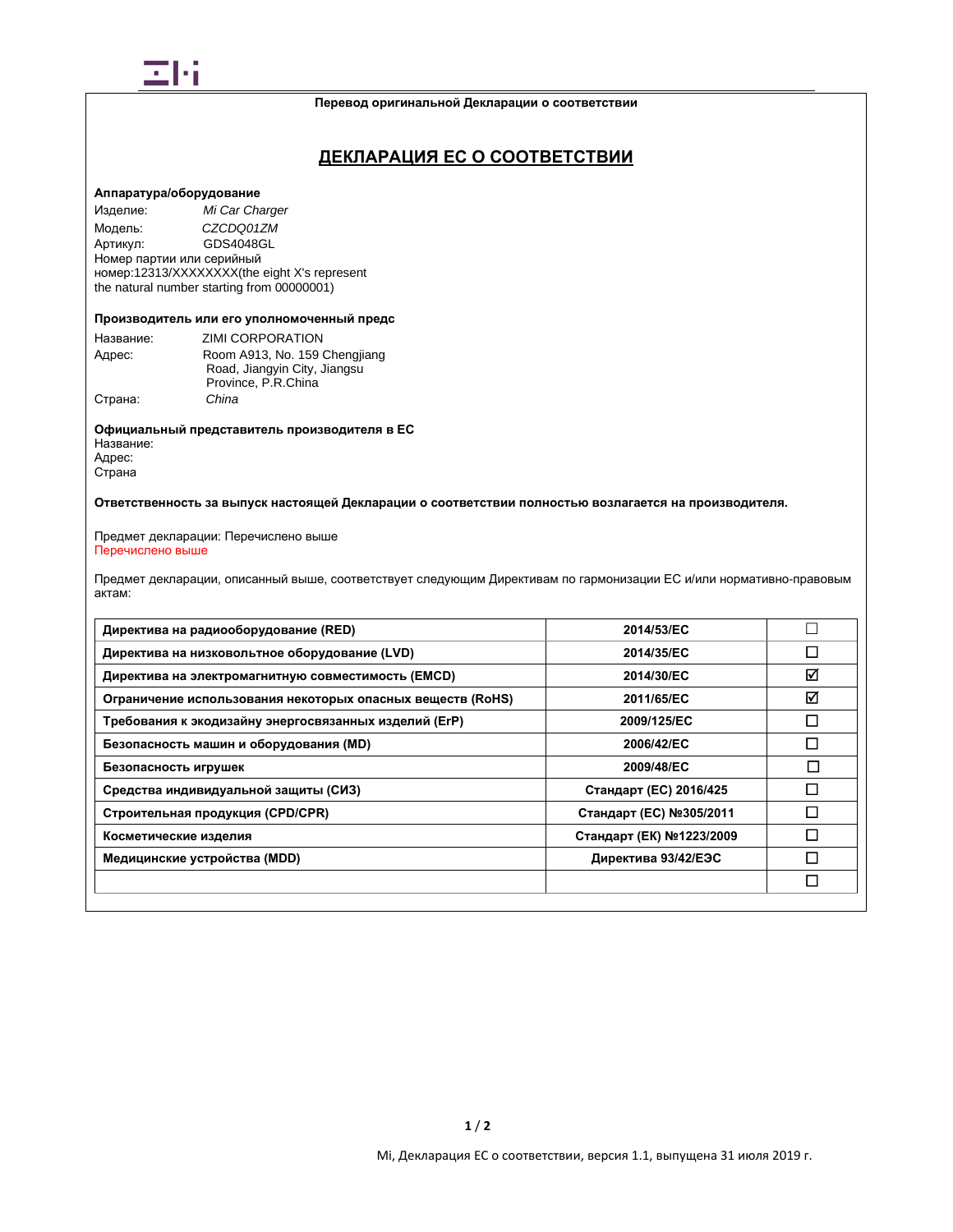**Перевод оригинальной Декларации о соответствии**

# ДЕКЛАРАЦИЯ ЕС О СООТВЕТСТВИИ

**Аппаратура/оборудование**

Изделие: *Mi Car Charger*
Модель: *CZCDQ01ZM*
Артикул: GDS4048GL
Номер партии или серийный номер:12313/XXXXXXXX(the eight X's represent the natural number starting from 00000001)

**Производитель или его уполномоченный предс**

Название: ZIMI CORPORATION
Адрес: Room A913, No. 159 Chengjiang Road, Jiangyin City, Jiangsu Province, P.R.China
Страна: *China*

**Официальный представитель производителя в ЕС**
Название:
Адрес:
Страна

**Ответственность за выпуск настоящей Декларации о соответствии полностью возлагается на производителя.**

Предмет декларации: Перечислено выше
Перечислено выше

Предмет декларации, описанный выше, соответствует следующим Директивам по гармонизации ЕС и/или нормативно-правовым актам:

| | | |
|---|---|---|
| **Директива на радиооборудование (RED)** | **2014/53/EC** | ☐ |
| **Директива на низковольтное оборудование (LVD)** | **2014/35/EC** | ☐ |
| **Директива на электромагнитную совместимость (EMCD)** | **2014/30/EC** | ☑ |
| **Ограничение использования некоторых опасных веществ (RoHS)** | **2011/65/EC** | ☑ |
| **Требования к экодизайну энергосвязанных изделий (ErP)** | **2009/125/EC** | ☐ |
| **Безопасность машин и оборудования (MD)** | **2006/42/EC** | ☐ |
| **Безопасность игрушек** | **2009/48/EC** | ☐ |
| **Средства индивидуальной защиты (СИЗ)** | **Стандарт (ЕС) 2016/425** | ☐ |
| **Строительная продукция (CPD/CPR)** | **Стандарт (ЕС) №305/2011** | ☐ |
| **Косметические изделия** | **Стандарт (ЕК) №1223/2009** | ☐ |
| **Медицинские устройства (MDD)** | **Директива 93/42/ЕЭС** | ☐ |
| | | ☐ |

Mi, Декларация ЕС о соответствии, версия 1.1, выпущена 31 июля 2019 г.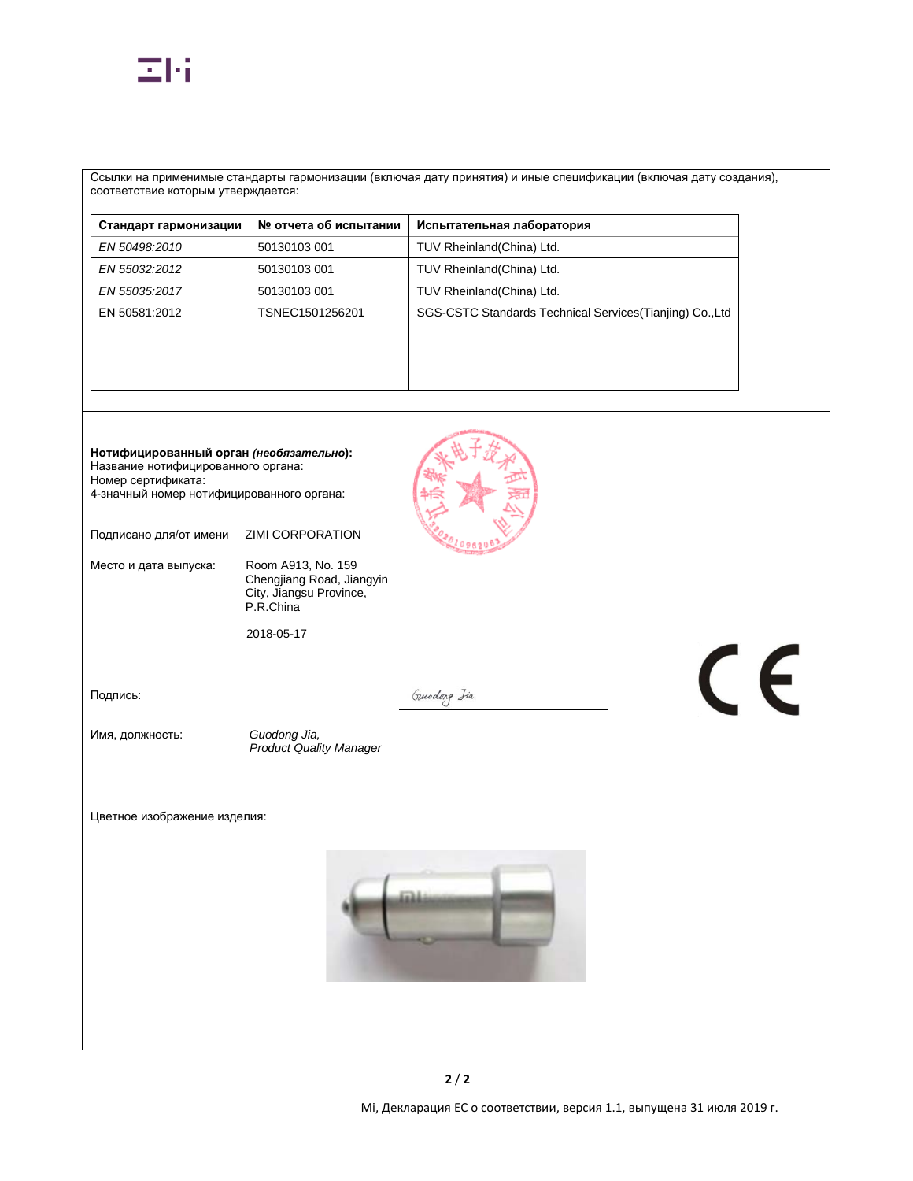Ссылки на применимые стандарты гармонизации (включая дату принятия) и иные спецификации (включая дату создания), соответствие которым утверждается:

| Стандарт гармонизации | № отчета об испытании | Испытательная лаборатория |
|---|---|---|
| *EN 50498:2010* | 50130103 001 | TUV Rheinland(China) Ltd. |
| *EN 55032:2012* | 50130103 001 | TUV Rheinland(China) Ltd. |
| *EN 55035:2017* | 50130103 001 | TUV Rheinland(China) Ltd. |
| EN 50581:2012 | TSNEC1501256201 | SGS-CSTC Standards Technical Services(Tianjing) Co.,Ltd |
| | | |
| | | |
| | | |

**Нотифицированный орган *(необязательно)*:**
Название нотифицированного органа:
Номер сертификата:
4-значный номер нотифицированного органа:

Подписано для/от имени ZIMI CORPORATION

Место и дата выпуска: Room A913, No. 159 Chengjiang Road, Jiangyin City, Jiangsu Province, P.R.China

2018-05-17

Подпись: *Guodong Jia*

Имя, должность: *Guodong Jia, Product Quality Manager*

Цветное изображение изделия:

Mi, Декларация ЕС о соответствии, версия 1.1, выпущена 31 июля 2019 г.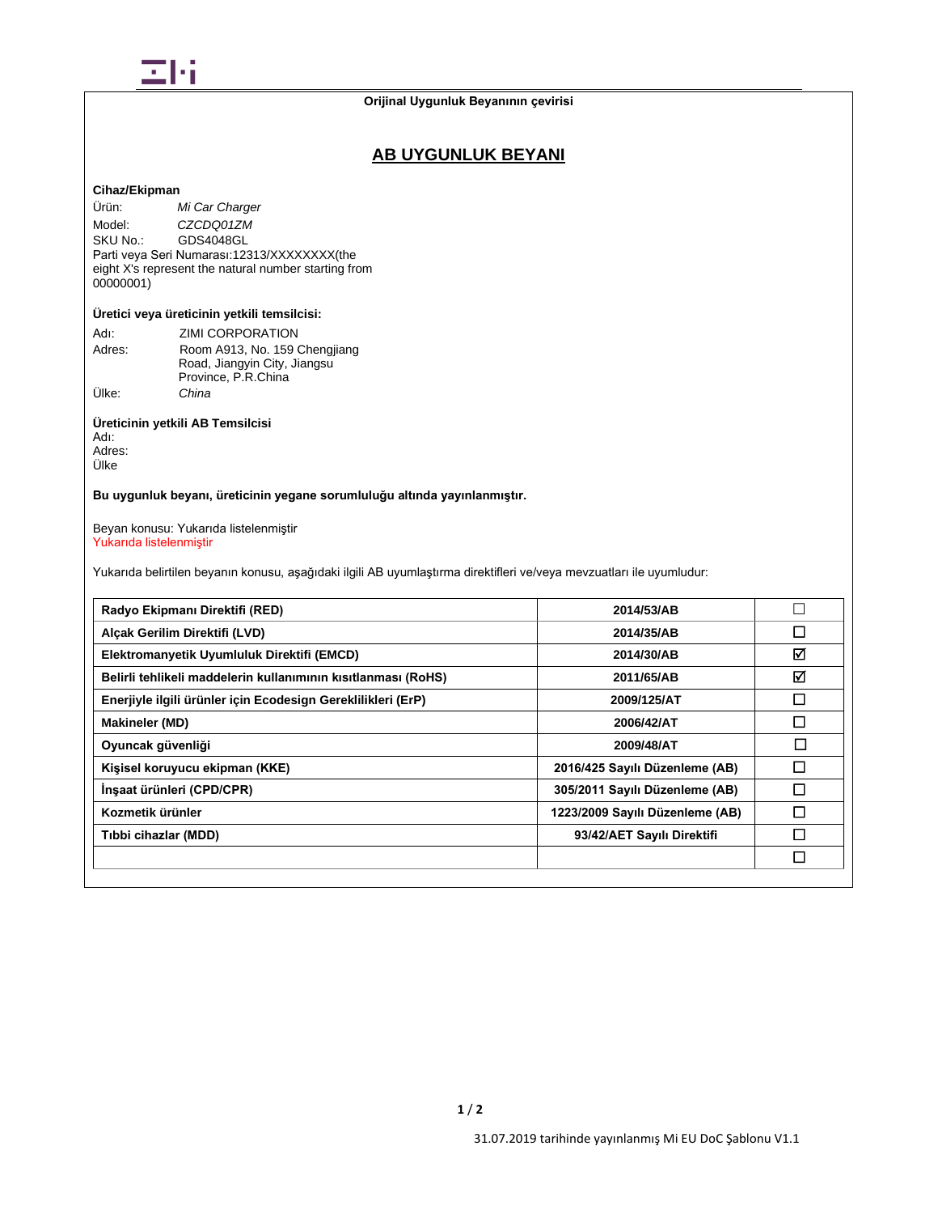**Orijinal Uygunluk Beyanının çevirisi**

# AB UYGUNLUK BEYANI

**Cihaz/Ekipman**

Ürün: *Mi Car Charger*
Model: *CZCDQ01ZM*
SKU No.: GDS4048GL
Parti veya Seri Numarası:12313/XXXXXXXX(the eight X's represent the natural number starting from 00000001)

**Üretici veya üreticinin yetkili temsilcisi:**

Adı: ZIMI CORPORATION
Adres: Room A913, No. 159 Chengjiang Road, Jiangyin City, Jiangsu Province, P.R.China
Ülke: *China*

**Üreticinin yetkili AB Temsilcisi**
Adı:
Adres:
Ülke

**Bu uygunluk beyanı, üreticinin yegane sorumluluğu altında yayınlanmıştır.**

Beyan konusu: Yukarıda listelenmiştir
Yukarıda listelenmiştir

Yukarıda belirtilen beyanın konusu, aşağıdaki ilgili AB uyumlaştırma direktifleri ve/veya mevzuatları ile uyumludur:

| | | |
|---|---|---|
| **Radyo Ekipmanı Direktifi (RED)** | **2014/53/AB** | ☐ |
| **Alçak Gerilim Direktifi (LVD)** | **2014/35/AB** | ☐ |
| **Elektromanyetik Uyumluluk Direktifi (EMCD)** | **2014/30/AB** | ☑ |
| **Belirli tehlikeli maddelerin kullanımının kısıtlanması (RoHS)** | **2011/65/AB** | ☑ |
| **Enerjiyle ilgili ürünler için Ecodesign Gereklilikleri (ErP)** | **2009/125/AT** | ☐ |
| **Makineler (MD)** | **2006/42/AT** | ☐ |
| **Oyuncak güvenliği** | **2009/48/AT** | ☐ |
| **Kişisel koruyucu ekipman (KKE)** | **2016/425 Sayılı Düzenleme (AB)** | ☐ |
| **İnşaat ürünleri (CPD/CPR)** | **305/2011 Sayılı Düzenleme (AB)** | ☐ |
| **Kozmetik ürünler** | **1223/2009 Sayılı Düzenleme (AB)** | ☐ |
| **Tıbbi cihazlar (MDD)** | **93/42/AET Sayılı Direktifi** | ☐ |
| | | ☐ |

31.07.2019 tarihinde yayınlanmış Mi EU DoC Şablonu V1.1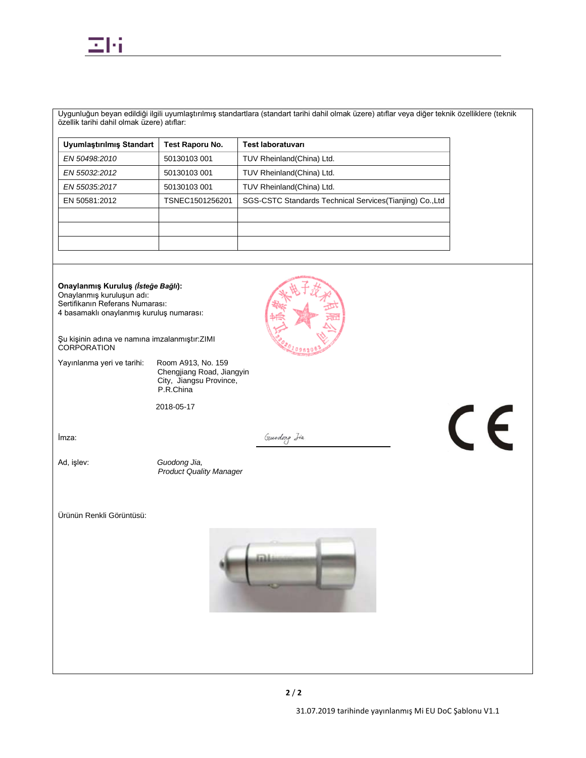Uygunluğun beyan edildiği ilgili uyumlaştırılmış standartlara (standart tarihi dahil olmak üzere) atıflar veya diğer teknik özelliklere (teknik özellik tarihi dahil olmak üzere) atıflar:

| Uyumlaştırılmış Standart | Test Raporu No. | Test laboratuvarı |
|---|---|---|
| *EN 50498:2010* | 50130103 001 | TUV Rheinland(China) Ltd. |
| *EN 55032:2012* | 50130103 001 | TUV Rheinland(China) Ltd. |
| *EN 55035:2017* | 50130103 001 | TUV Rheinland(China) Ltd. |
| EN 50581:2012 | TSNEC1501256201 | SGS-CSTC Standards Technical Services(Tianjing) Co.,Ltd |
| | | |
| | | |
| | | |

**Onaylanmış Kuruluş *(İsteğe Bağlı)*:**
Onaylanmış kuruluşun adı:
Sertifikanın Referans Numarası:
4 basamaklı onaylanmış kuruluş numarası:

Şu kişinin adına ve namına imzalanmıştır:ZIMI CORPORATION

Yayınlanma yeri ve tarihi: Room A913, No. 159 Chengjiang Road, Jiangyin City, Jiangsu Province, P.R.China

2018-05-17

İmza: *Guodong Jia*

Ad, işlev: *Guodong Jia, Product Quality Manager*

Ürünün Renkli Görüntüsü:

31.07.2019 tarihinde yayınlanmış Mi EU DoC Şablonu V1.1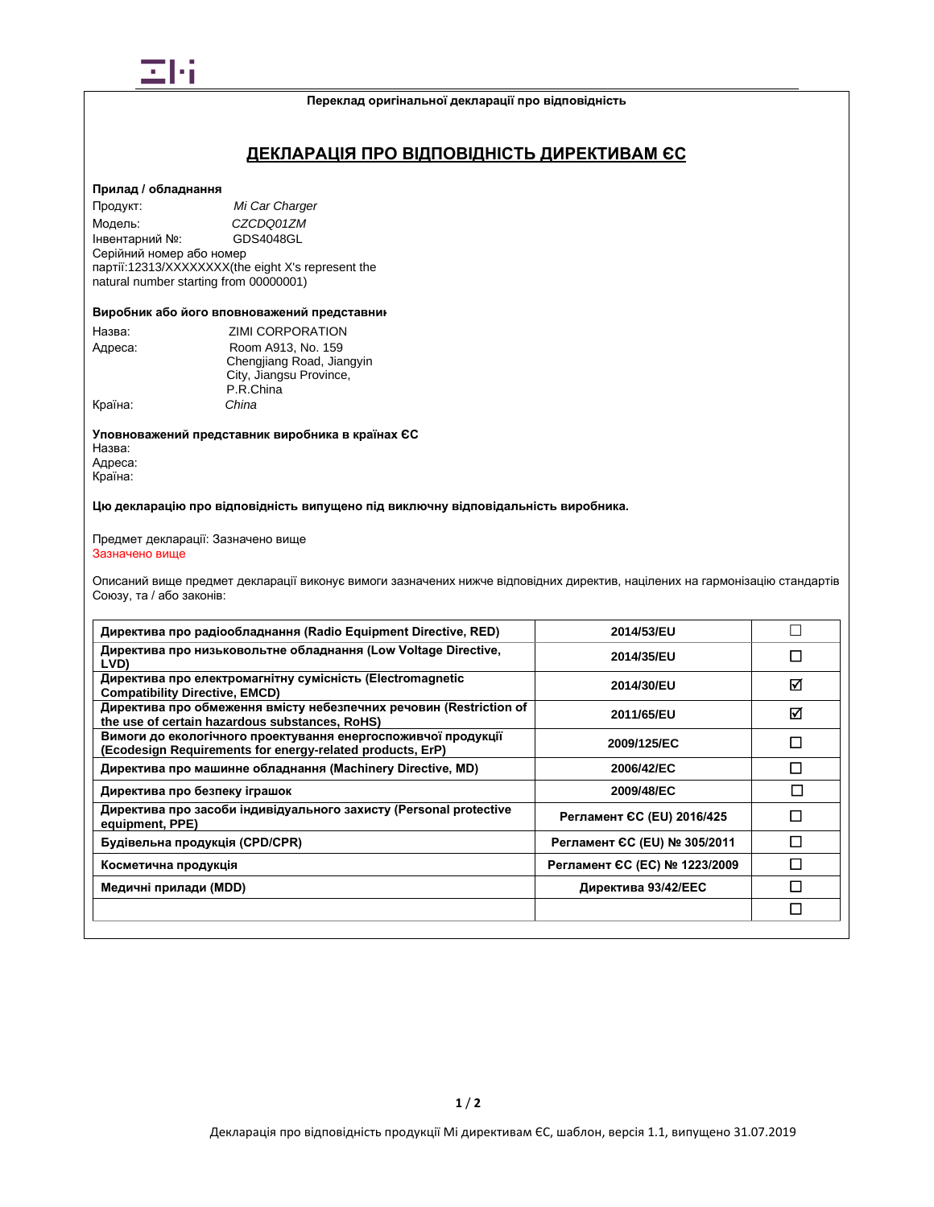Переклад оригінальної декларації про відповідність

# ДЕКЛАРАЦІЯ ПРО ВІДПОВІДНІСТЬ ДИРЕКТИВАМ ЄС

**Прилад / обладнання**

Продукт: *Mi Car Charger*
Модель: *CZCDQ01ZM*
Інвентарний №: GDS4048GL
Серійний номер або номер партії:12313/XXXXXXXX(the eight X's represent the natural number starting from 00000001)

**Виробник або його вповноважений представник**

Назва: ZIMI CORPORATION
Адреса: Room A913, No. 159 Chengjiang Road, Jiangyin City, Jiangsu Province, P.R.China
Країна: *China*

**Уповноважений представник виробника в країнах ЄС**

Назва:
Адреса:
Країна:

**Цю декларацію про відповідність випущено під виключну відповідальність виробника.**

Предмет декларації: Зазначено вище
Зазначено вище

Описаний вище предмет декларації виконує вимоги зазначених нижче відповідних директив, націлених на гармонізацію стандартів Союзу, та / або законів:

| | | |
|---|---|---|
| **Директива про радіообладнання (Radio Equipment Directive, RED)** | **2014/53/EU** | ☐ |
| **Директива про низьковольтне обладнання (Low Voltage Directive, LVD)** | **2014/35/EU** | ☐ |
| **Директива про електромагнітну сумісність (Electromagnetic Compatibility Directive, EMCD)** | **2014/30/EU** | ☑ |
| **Директива про обмеження вмісту небезпечних речовин (Restriction of the use of certain hazardous substances, RoHS)** | **2011/65/EU** | ☑ |
| **Вимоги до екологічного проектування енергоспоживчої продукції (Ecodesign Requirements for energy-related products, ErP)** | **2009/125/EC** | ☐ |
| **Директива про машинне обладнання (Machinery Directive, MD)** | **2006/42/EC** | ☐ |
| **Директива про безпеку іграшок** | **2009/48/EC** | ☐ |
| **Директива про засоби індивідуального захисту (Personal protective equipment, PPE)** | **Регламент ЄС (EU) 2016/425** | ☐ |
| **Будівельна продукція (CPD/CPR)** | **Регламент ЄС (EU) № 305/2011** | ☐ |
| **Косметична продукція** | **Регламент ЄС (EC) № 1223/2009** | ☐ |
| **Медичні прилади (MDD)** | **Директива 93/42/EEC** | ☐ |
| | | ☐ |

Декларація про відповідність продукції Mi директивам ЄС, шаблон, версія 1.1, випущено 31.07.2019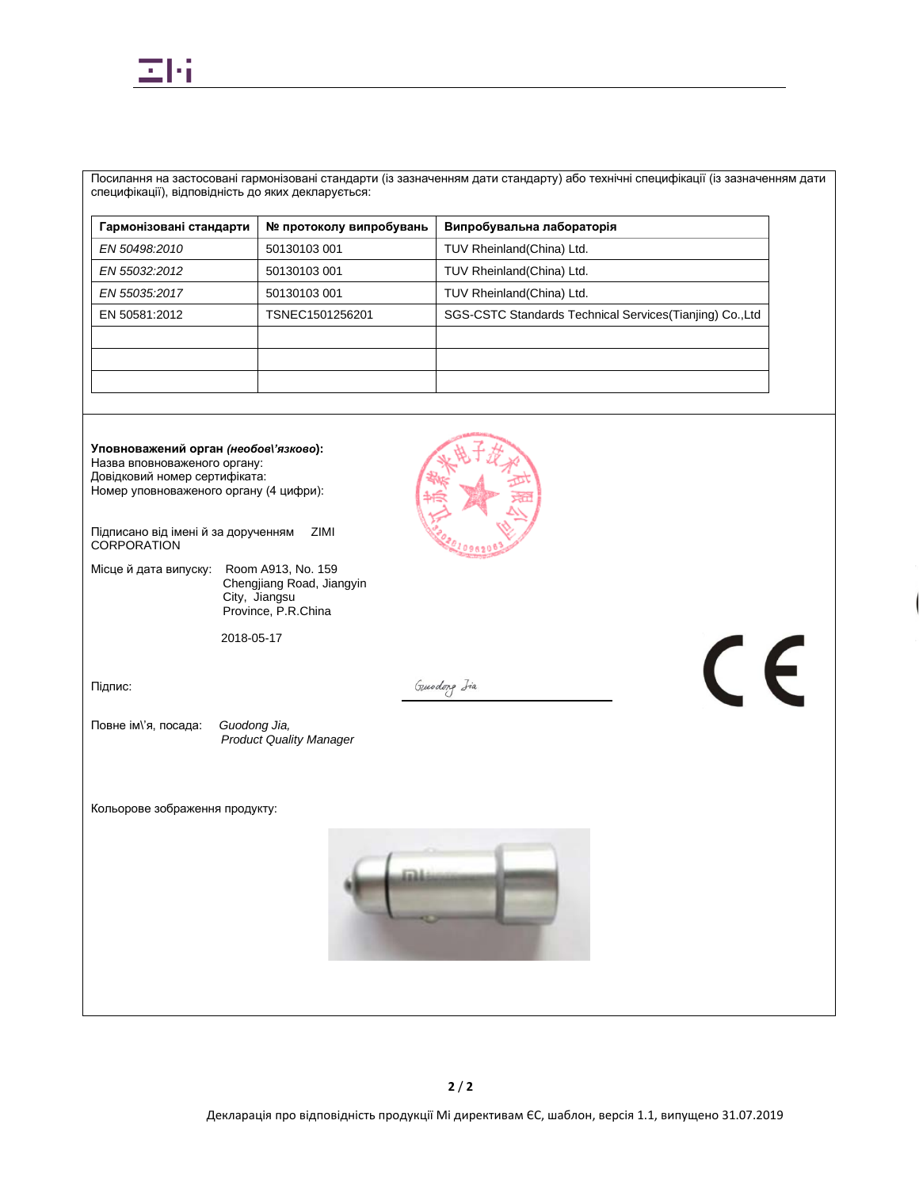Посилання на застосовані гармонізовані стандарти (із зазначенням дати стандарту) або технічні специфікації (із зазначенням дати специфікації), відповідність до яких декларується:

| **Гармонізовані стандарти** | **№ протоколу випробувань** | **Випробувальна лабораторія** |
|---|---|---|
| *EN 50498:2010* | 50130103 001 | TUV Rheinland(China) Ltd. |
| *EN 55032:2012* | 50130103 001 | TUV Rheinland(China) Ltd. |
| *EN 55035:2017* | 50130103 001 | TUV Rheinland(China) Ltd. |
| EN 50581:2012 | TSNEC1501256201 | SGS-CSTC Standards Technical Services(Tianjing) Co.,Ltd |
| | | |
| | | |
| | | |

**Уповноважений орган *(необов\'язково)*:**
Назва вповноваженого органу:
Довідковий номер сертифіката:
Номер уповноваженого органу (4 цифри):

Підписано від імені й за дорученням ZIMI CORPORATION

Місце й дата випуску: Room A913, No. 159 Chengjiang Road, Jiangyin City, Jiangsu Province, P.R.China

2018-05-17

Підпис: Guodong Jia

Повне ім\'я, посада: *Guodong Jia, Product Quality Manager*

Кольорове зображення продукту:

Декларація про відповідність продукції Mi директивам ЄС, шаблон, версія 1.1, випущено 31.07.2019